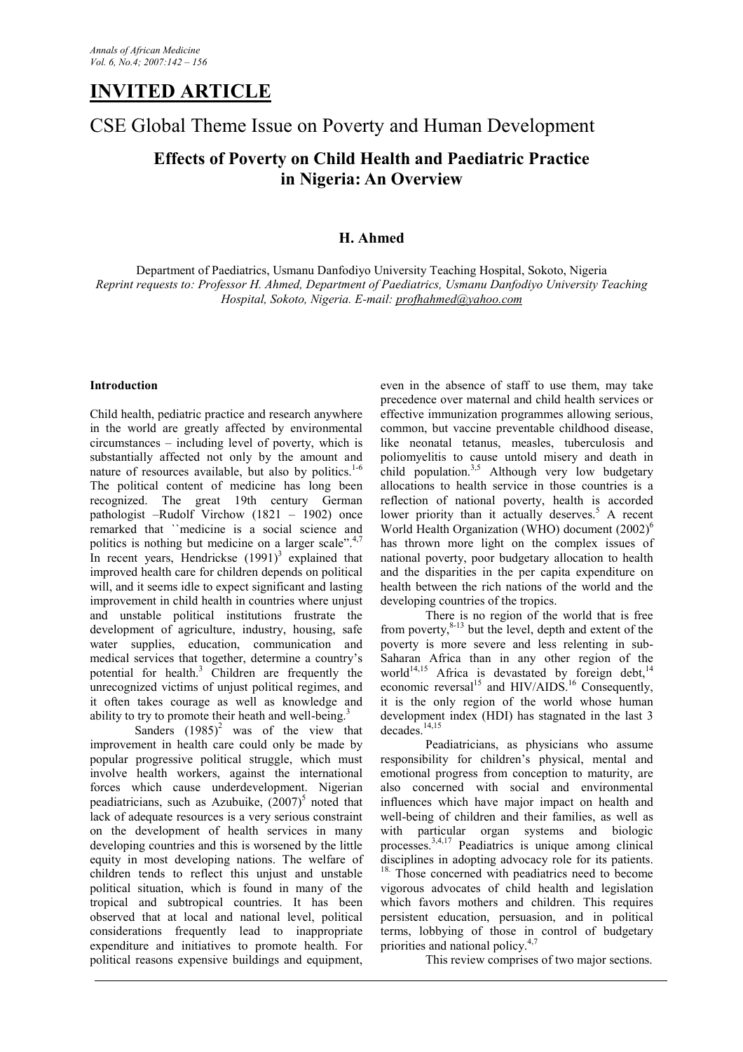# INVITED ARTICLE

## CSE Global Theme Issue on Poverty and Human Development

### Effects of Poverty on Child Health and Paediatric Practice in Nigeria: An Overview

**H. Ahmed**

Department of Paediatrics, Usmanu Danfodiyo University Teaching Hospital, Sokoto, Nigeria
*Reprint requests to: Professor H. Ahmed, Department of Paediatrics, Usmanu Danfodiyo University Teaching Hospital, Sokoto, Nigeria. E-mail: profhahmed@yahoo.com*

**Introduction**

Child health, pediatric practice and research anywhere in the world are greatly affected by environmental circumstances – including level of poverty, which is substantially affected not only by the amount and nature of resources available, but also by politics.[1-6] The political content of medicine has long been recognized. The great 19th century German pathologist –Rudolf Virchow (1821 – 1902) once remarked that ``medicine is a social science and politics is nothing but medicine on a larger scale".[4,7] In recent years, Hendrickse (1991)[3] explained that improved health care for children depends on political will, and it seems idle to expect significant and lasting improvement in child health in countries where unjust and unstable political institutions frustrate the development of agriculture, industry, housing, safe water supplies, education, communication and medical services that together, determine a country's potential for health.[3] Children are frequently the unrecognized victims of unjust political regimes, and it often takes courage as well as knowledge and ability to try to promote their heath and well-being.[3]

Sanders (1985)[2] was of the view that improvement in health care could only be made by popular progressive political struggle, which must involve health workers, against the international forces which cause underdevelopment. Nigerian peadiatricians, such as Azubuike, (2007)[5] noted that lack of adequate resources is a very serious constraint on the development of health services in many developing countries and this is worsened by the little equity in most developing nations. The welfare of children tends to reflect this unjust and unstable political situation, which is found in many of the tropical and subtropical countries. It has been observed that at local and national level, political considerations frequently lead to inappropriate expenditure and initiatives to promote health. For political reasons expensive buildings and equipment, even in the absence of staff to use them, may take precedence over maternal and child health services or effective immunization programmes allowing serious, common, but vaccine preventable childhood disease, like neonatal tetanus, measles, tuberculosis and poliomyelitis to cause untold misery and death in child population.[3,5] Although very low budgetary allocations to health service in those countries is a reflection of national poverty, health is accorded lower priority than it actually deserves.[5] A recent World Health Organization (WHO) document (2002)[6] has thrown more light on the complex issues of national poverty, poor budgetary allocation to health and the disparities in the per capita expenditure on health between the rich nations of the world and the developing countries of the tropics.

There is no region of the world that is free from poverty,[8-13] but the level, depth and extent of the poverty is more severe and less relenting in sub-Saharan Africa than in any other region of the world[14,15] Africa is devastated by foreign debt,[14] economic reversal[15] and HIV/AIDS.[16] Consequently, it is the only region of the world whose human development index (HDI) has stagnated in the last 3 decades.[14,15]

Peadiatricians, as physicians who assume responsibility for children's physical, mental and emotional progress from conception to maturity, are also concerned with social and environmental influences which have major impact on health and well-being of children and their families, as well as with particular organ systems and biologic processes.[3,4,17] Peadiatrics is unique among clinical disciplines in adopting advocacy role for its patients.[18] Those concerned with peadiatrics need to become vigorous advocates of child health and legislation which favors mothers and children. This requires persistent education, persuasion, and in political terms, lobbying of those in control of budgetary priorities and national policy.[4,7]

This review comprises of two major sections.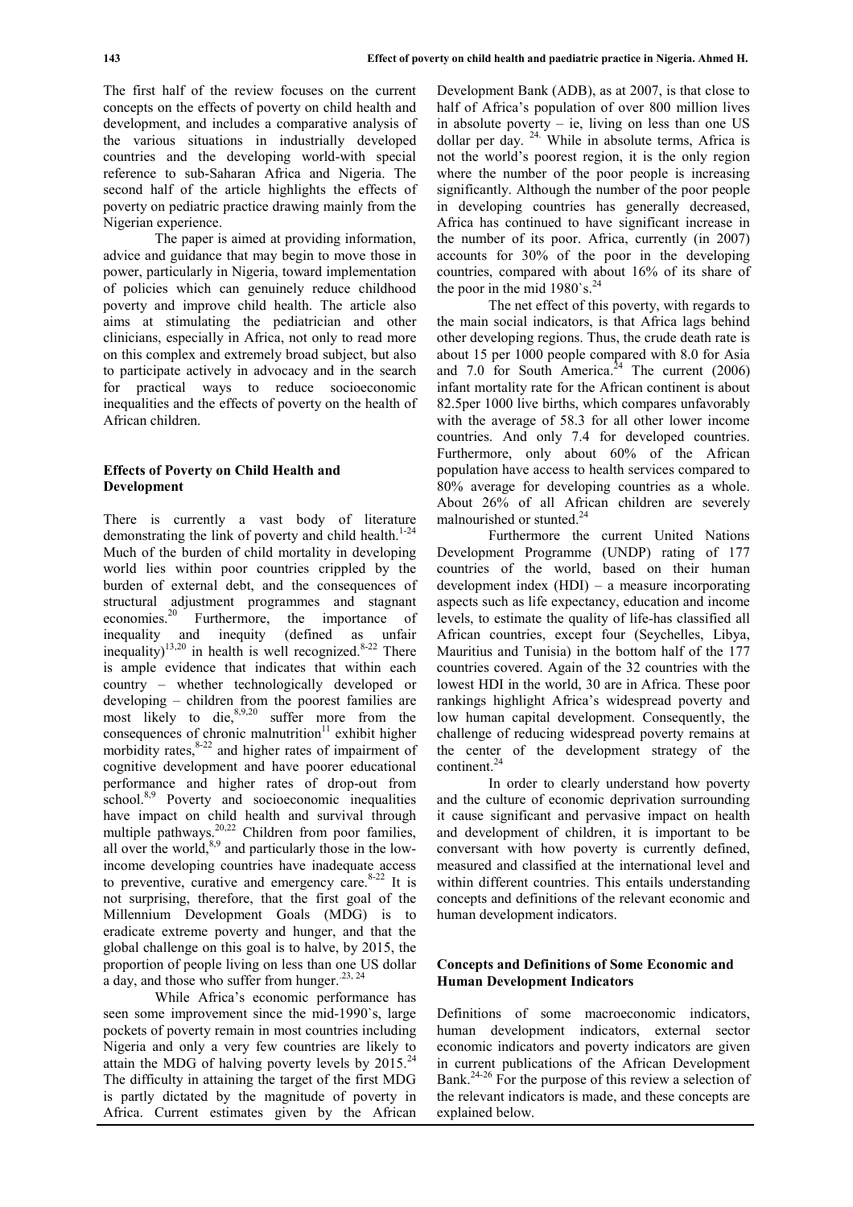The first half of the review focuses on the current concepts on the effects of poverty on child health and development, and includes a comparative analysis of the various situations in industrially developed countries and the developing world-with special reference to sub-Saharan Africa and Nigeria. The second half of the article highlights the effects of poverty on pediatric practice drawing mainly from the Nigerian experience.

The paper is aimed at providing information, advice and guidance that may begin to move those in power, particularly in Nigeria, toward implementation of policies which can genuinely reduce childhood poverty and improve child health. The article also aims at stimulating the pediatrician and other clinicians, especially in Africa, not only to read more on this complex and extremely broad subject, but also to participate actively in advocacy and in the search for practical ways to reduce socioeconomic inequalities and the effects of poverty on the health of African children.

### Effects of Poverty on Child Health and Development

There is currently a vast body of literature demonstrating the link of poverty and child health.[1-24] Much of the burden of child mortality in developing world lies within poor countries crippled by the burden of external debt, and the consequences of structural adjustment programmes and stagnant economies.[20] Furthermore, the importance of inequality and inequity (defined as unfair inequality)[13,20] in health is well recognized.[8-22] There is ample evidence that indicates that within each country – whether technologically developed or developing – children from the poorest families are most likely to die,[8,9,20] suffer more from the consequences of chronic malnutrition[11] exhibit higher morbidity rates,[8-22] and higher rates of impairment of cognitive development and have poorer educational performance and higher rates of drop-out from school.[8,9] Poverty and socioeconomic inequalities have impact on child health and survival through multiple pathways.[20,22] Children from poor families, all over the world,[8,9] and particularly those in the low-income developing countries have inadequate access to preventive, curative and emergency care.[8-22] It is not surprising, therefore, that the first goal of the Millennium Development Goals (MDG) is to eradicate extreme poverty and hunger, and that the global challenge on this goal is to halve, by 2015, the proportion of people living on less than one US dollar a day, and those who suffer from hunger.[23, 24]

While Africa's economic performance has seen some improvement since the mid-1990`s, large pockets of poverty remain in most countries including Nigeria and only a very few countries are likely to attain the MDG of halving poverty levels by 2015.[24] The difficulty in attaining the target of the first MDG is partly dictated by the magnitude of poverty in Africa. Current estimates given by the African Development Bank (ADB), as at 2007, is that close to half of Africa's population of over 800 million lives in absolute poverty – ie, living on less than one US dollar per day.[24] While in absolute terms, Africa is not the world's poorest region, it is the only region where the number of the poor people is increasing significantly. Although the number of the poor people in developing countries has generally decreased, Africa has continued to have significant increase in the number of its poor. Africa, currently (in 2007) accounts for 30% of the poor in the developing countries, compared with about 16% of its share of the poor in the mid 1980`s.[24]

The net effect of this poverty, with regards to the main social indicators, is that Africa lags behind other developing regions. Thus, the crude death rate is about 15 per 1000 people compared with 8.0 for Asia and 7.0 for South America.[24] The current (2006) infant mortality rate for the African continent is about 82.5per 1000 live births, which compares unfavorably with the average of 58.3 for all other lower income countries. And only 7.4 for developed countries. Furthermore, only about 60% of the African population have access to health services compared to 80% average for developing countries as a whole. About 26% of all African children are severely malnourished or stunted.[24]

Furthermore the current United Nations Development Programme (UNDP) rating of 177 countries of the world, based on their human development index (HDI) – a measure incorporating aspects such as life expectancy, education and income levels, to estimate the quality of life-has classified all African countries, except four (Seychelles, Libya, Mauritius and Tunisia) in the bottom half of the 177 countries covered. Again of the 32 countries with the lowest HDI in the world, 30 are in Africa. These poor rankings highlight Africa's widespread poverty and low human capital development. Consequently, the challenge of reducing widespread poverty remains at the center of the development strategy of the continent.[24]

In order to clearly understand how poverty and the culture of economic deprivation surrounding it cause significant and pervasive impact on health and development of children, it is important to be conversant with how poverty is currently defined, measured and classified at the international level and within different countries. This entails understanding concepts and definitions of the relevant economic and human development indicators.

### Concepts and Definitions of Some Economic and Human Development Indicators

Definitions of some macroeconomic indicators, human development indicators, external sector economic indicators and poverty indicators are given in current publications of the African Development Bank.[24-26] For the purpose of this review a selection of the relevant indicators is made, and these concepts are explained below.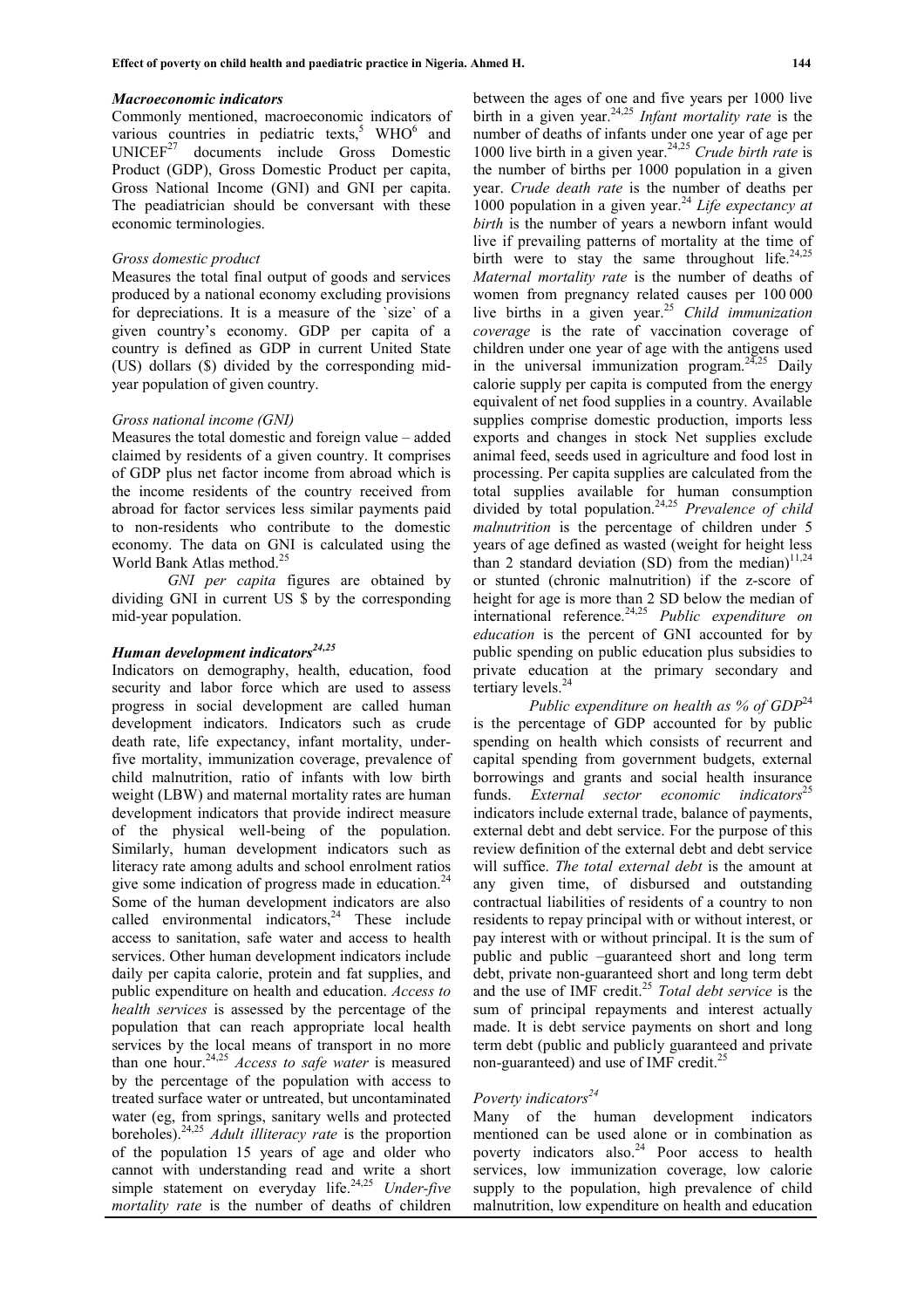### *Macroeconomic indicators*

Commonly mentioned, macroeconomic indicators of various countries in pediatric texts,[5] WHO[6] and UNICEF[27] documents include Gross Domestic Product (GDP), Gross Domestic Product per capita, Gross National Income (GNI) and GNI per capita. The peadiatrician should be conversant with these economic terminologies.

#### *Gross domestic product*

Measures the total final output of goods and services produced by a national economy excluding provisions for depreciations. It is a measure of the `size` of a given country's economy. GDP per capita of a country is defined as GDP in current United State (US) dollars ($) divided by the corresponding mid-year population of given country.

#### *Gross national income (GNI)*

Measures the total domestic and foreign value – added claimed by residents of a given country. It comprises of GDP plus net factor income from abroad which is the income residents of the country received from abroad for factor services less similar payments paid to non-residents who contribute to the domestic economy. The data on GNI is calculated using the World Bank Atlas method.[25]

*GNI per capita* figures are obtained by dividing GNI in current US $ by the corresponding mid-year population.

### *Human development indicators[24,25]*

Indicators on demography, health, education, food security and labor force which are used to assess progress in social development are called human development indicators. Indicators such as crude death rate, life expectancy, infant mortality, under-five mortality, immunization coverage, prevalence of child malnutrition, ratio of infants with low birth weight (LBW) and maternal mortality rates are human development indicators that provide indirect measure of the physical well-being of the population. Similarly, human development indicators such as literacy rate among adults and school enrolment ratios give some indication of progress made in education.[24] Some of the human development indicators are also called environmental indicators,[24] These include access to sanitation, safe water and access to health services. Other human development indicators include daily per capita calorie, protein and fat supplies, and public expenditure on health and education. *Access to health services* is assessed by the percentage of the population that can reach appropriate local health services by the local means of transport in no more than one hour.[24,25] *Access to safe water* is measured by the percentage of the population with access to treated surface water or untreated, but uncontaminated water (eg, from springs, sanitary wells and protected boreholes).[24,25] *Adult illiteracy rate* is the proportion of the population 15 years of age and older who cannot with understanding read and write a short simple statement on everyday life.[24,25] *Under-five mortality rate* is the number of deaths of children between the ages of one and five years per 1000 live birth in a given year.[24,25] *Infant mortality rate* is the number of deaths of infants under one year of age per 1000 live birth in a given year.[24,25] *Crude birth rate* is the number of births per 1000 population in a given year. *Crude death rate* is the number of deaths per 1000 population in a given year.[24] *Life expectancy at birth* is the number of years a newborn infant would live if prevailing patterns of mortality at the time of birth were to stay the same throughout life.[24,25] *Maternal mortality rate* is the number of deaths of women from pregnancy related causes per 100 000 live births in a given year.[25] *Child immunization coverage* is the rate of vaccination coverage of children under one year of age with the antigens used in the universal immunization program.[24,25] Daily calorie supply per capita is computed from the energy equivalent of net food supplies in a country. Available supplies comprise domestic production, imports less exports and changes in stock Net supplies exclude animal feed, seeds used in agriculture and food lost in processing. Per capita supplies are calculated from the total supplies available for human consumption divided by total population.[24,25] *Prevalence of child malnutrition* is the percentage of children under 5 years of age defined as wasted (weight for height less than 2 standard deviation (SD) from the median)[11,24] or stunted (chronic malnutrition) if the z-score of height for age is more than 2 SD below the median of international reference.[24,25] *Public expenditure on education* is the percent of GNI accounted for by public spending on public education plus subsidies to private education at the primary secondary and tertiary levels.[24]

*Public expenditure on health as % of GDP*[24] is the percentage of GDP accounted for by public spending on health which consists of recurrent and capital spending from government budgets, external borrowings and grants and social health insurance funds. *External sector economic indicators*[25] indicators include external trade, balance of payments, external debt and debt service. For the purpose of this review definition of the external debt and debt service will suffice. *The total external debt* is the amount at any given time, of disbursed and outstanding contractual liabilities of residents of a country to non residents to repay principal with or without interest, or pay interest with or without principal. It is the sum of public and public –guaranteed short and long term debt, private non-guaranteed short and long term debt and the use of IMF credit.[25] *Total debt service* is the sum of principal repayments and interest actually made. It is debt service payments on short and long term debt (public and publicly guaranteed and private non-guaranteed) and use of IMF credit.[25]

#### *Poverty indicators[24]*

Many of the human development indicators mentioned can be used alone or in combination as poverty indicators also.[24] Poor access to health services, low immunization coverage, low calorie supply to the population, high prevalence of child malnutrition, low expenditure on health and education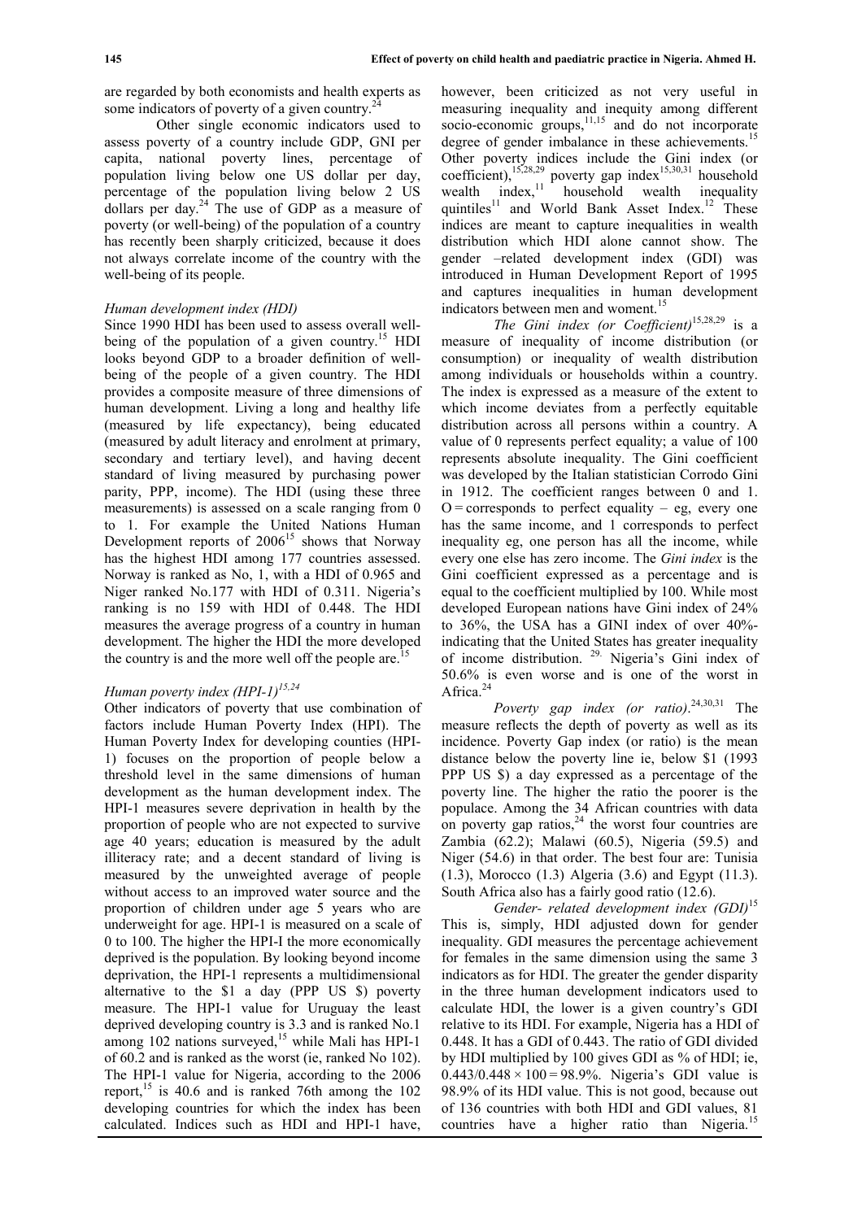are regarded by both economists and health experts as some indicators of poverty of a given country.[24]

Other single economic indicators used to assess poverty of a country include GDP, GNI per capita, national poverty lines, percentage of population living below one US dollar per day, percentage of the population living below 2 US dollars per day.[24] The use of GDP as a measure of poverty (or well-being) of the population of a country has recently been sharply criticized, because it does not always correlate income of the country with the well-being of its people.

*Human development index (HDI)*

Since 1990 HDI has been used to assess overall well-being of the population of a given country.[15] HDI looks beyond GDP to a broader definition of well-being of the people of a given country. The HDI provides a composite measure of three dimensions of human development. Living a long and healthy life (measured by life expectancy), being educated (measured by adult literacy and enrolment at primary, secondary and tertiary level), and having decent standard of living measured by purchasing power parity, PPP, income). The HDI (using these three measurements) is assessed on a scale ranging from 0 to 1. For example the United Nations Human Development reports of 2006[15] shows that Norway has the highest HDI among 177 countries assessed. Norway is ranked as No, 1, with a HDI of 0.965 and Niger ranked No.177 with HDI of 0.311. Nigeria's ranking is no 159 with HDI of 0.448. The HDI measures the average progress of a country in human development. The higher the HDI the more developed the country is and the more well off the people are.[15]

*Human poverty index (HPI-1)*[15,24]

Other indicators of poverty that use combination of factors include Human Poverty Index (HPI). The Human Poverty Index for developing counties (HPI-1) focuses on the proportion of people below a threshold level in the same dimensions of human development as the human development index. The HPI-1 measures severe deprivation in health by the proportion of people who are not expected to survive age 40 years; education is measured by the adult illiteracy rate; and a decent standard of living is measured by the unweighted average of people without access to an improved water source and the proportion of children under age 5 years who are underweight for age. HPI-1 is measured on a scale of 0 to 100. The higher the HPI-I the more economically deprived is the population. By looking beyond income deprivation, the HPI-1 represents a multidimensional alternative to the $1 a day (PPP US $) poverty measure. The HPI-1 value for Uruguay the least deprived developing country is 3.3 and is ranked No.1 among 102 nations surveyed,[15] while Mali has HPI-1 of 60.2 and is ranked as the worst (ie, ranked No 102). The HPI-1 value for Nigeria, according to the 2006 report,[15] is 40.6 and is ranked 76th among the 102 developing countries for which the index has been calculated. Indices such as HDI and HPI-1 have, however, been criticized as not very useful in measuring inequality and inequity among different socio-economic groups,[11,15] and do not incorporate degree of gender imbalance in these achievements.[15] Other poverty indices include the Gini index (or coefficient),[15,28,29] poverty gap index[15,30,31] household wealth index,[11] household wealth inequality quintiles[11] and World Bank Asset Index.[12] These indices are meant to capture inequalities in wealth distribution which HDI alone cannot show. The gender –related development index (GDI) was introduced in Human Development Report of 1995 and captures inequalities in human development indicators between men and woment.[15]

*The Gini index (or Coefficient)*[15,28,29] is a measure of inequality of income distribution (or consumption) or inequality of wealth distribution among individuals or households within a country. The index is expressed as a measure of the extent to which income deviates from a perfectly equitable distribution across all persons within a country. A value of 0 represents perfect equality; a value of 100 represents absolute inequality. The Gini coefficient was developed by the Italian statistician Corrodo Gini in 1912. The coefficient ranges between 0 and 1. O = corresponds to perfect equality – eg, every one has the same income, and 1 corresponds to perfect inequality eg, one person has all the income, while every one else has zero income. The *Gini index* is the Gini coefficient expressed as a percentage and is equal to the coefficient multiplied by 100. While most developed European nations have Gini index of 24% to 36%, the USA has a GINI index of over 40%- indicating that the United States has greater inequality of income distribution. [29.] Nigeria's Gini index of 50.6% is even worse and is one of the worst in Africa.[24]

*Poverty gap index (or ratio)*.[24,30,31] The measure reflects the depth of poverty as well as its incidence. Poverty Gap index (or ratio) is the mean distance below the poverty line ie, below $1 (1993 PPP US $) a day expressed as a percentage of the poverty line. The higher the ratio the poorer is the populace. Among the 34 African countries with data on poverty gap ratios,[24] the worst four countries are Zambia (62.2); Malawi (60.5), Nigeria (59.5) and Niger (54.6) in that order. The best four are: Tunisia (1.3), Morocco (1.3) Algeria (3.6) and Egypt (11.3). South Africa also has a fairly good ratio (12.6).

*Gender- related development index (GDI)*[15]

This is, simply, HDI adjusted down for gender inequality. GDI measures the percentage achievement for females in the same dimension using the same 3 indicators as for HDI. The greater the gender disparity in the three human development indicators used to calculate HDI, the lower is a given country's GDI relative to its HDI. For example, Nigeria has a HDI of 0.448. It has a GDI of 0.443. The ratio of GDI divided by HDI multiplied by 100 gives GDI as % of HDI; ie, $0.443/0.448 \times 100 = 98.9\%$. Nigeria's GDI value is 98.9% of its HDI value. This is not good, because out of 136 countries with both HDI and GDI values, 81 countries have a higher ratio than Nigeria.[15]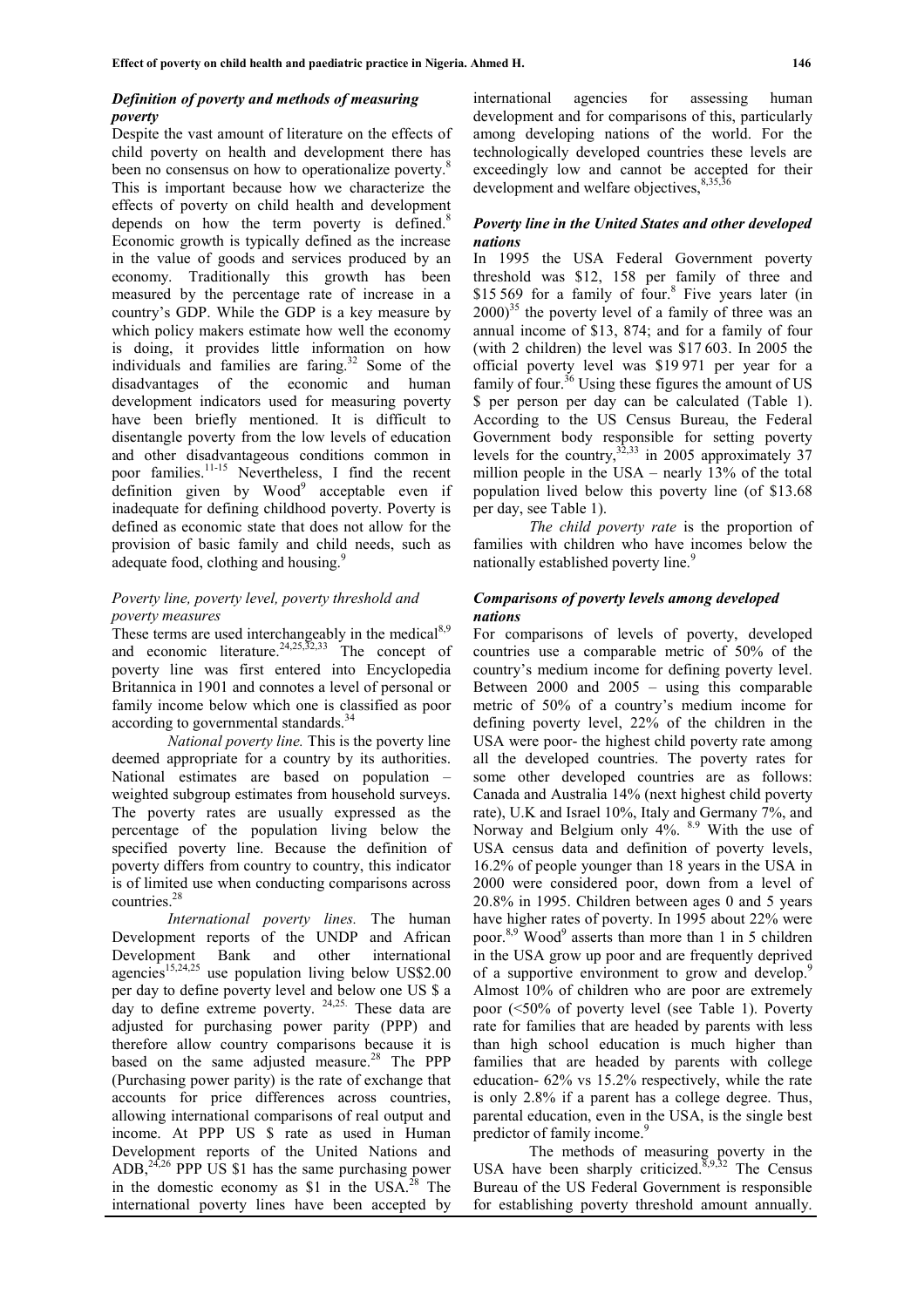### *Definition of poverty and methods of measuring poverty*

Despite the vast amount of literature on the effects of child poverty on health and development there has been no consensus on how to operationalize poverty.[8] This is important because how we characterize the effects of poverty on child health and development depends on how the term poverty is defined.[8] Economic growth is typically defined as the increase in the value of goods and services produced by an economy. Traditionally this growth has been measured by the percentage rate of increase in a country's GDP. While the GDP is a key measure by which policy makers estimate how well the economy is doing, it provides little information on how individuals and families are faring.[32] Some of the disadvantages of the economic and human development indicators used for measuring poverty have been briefly mentioned. It is difficult to disentangle poverty from the low levels of education and other disadvantageous conditions common in poor families.[11-15] Nevertheless, I find the recent definition given by Wood[9] acceptable even if inadequate for defining childhood poverty. Poverty is defined as economic state that does not allow for the provision of basic family and child needs, such as adequate food, clothing and housing.[9]

#### *Poverty line, poverty level, poverty threshold and poverty measures*

These terms are used interchangeably in the medical[8,9] and economic literature.[24,25,32,33] The concept of poverty line was first entered into Encyclopedia Britannica in 1901 and connotes a level of personal or family income below which one is classified as poor according to governmental standards.[34]

*National poverty line.* This is the poverty line deemed appropriate for a country by its authorities. National estimates are based on population – weighted subgroup estimates from household surveys. The poverty rates are usually expressed as the percentage of the population living below the specified poverty line. Because the definition of poverty differs from country to country, this indicator is of limited use when conducting comparisons across countries.[28]

*International poverty lines.* The human Development reports of the UNDP and African Development Bank and other international agencies[15,24,25] use population living below US$2.00 per day to define poverty level and below one US $ a day to define extreme poverty. [24,25.] These data are adjusted for purchasing power parity (PPP) and therefore allow country comparisons because it is based on the same adjusted measure.[28] The PPP (Purchasing power parity) is the rate of exchange that accounts for price differences across countries, allowing international comparisons of real output and income. At PPP US $ rate as used in Human Development reports of the United Nations and ADB,[24,26] PPP US $1 has the same purchasing power in the domestic economy as $1 in the USA.[28] The international poverty lines have been accepted by international agencies for assessing human development and for comparisons of this, particularly among developing nations of the world. For the technologically developed countries these levels are exceedingly low and cannot be accepted for their development and welfare objectives,[8,35,36]

### *Poverty line in the United States and other developed nations*

In 1995 the USA Federal Government poverty threshold was $12, 158 per family of three and $15 569 for a family of four.[8] Five years later (in 2000)[35] the poverty level of a family of three was an annual income of $13, 874; and for a family of four (with 2 children) the level was $17 603. In 2005 the official poverty level was $19 971 per year for a family of four.[36] Using these figures the amount of US $ per person per day can be calculated (Table 1). According to the US Census Bureau, the Federal Government body responsible for setting poverty levels for the country,[32,33] in 2005 approximately 37 million people in the USA – nearly 13% of the total population lived below this poverty line (of $13.68 per day, see Table 1).

*The child poverty rate* is the proportion of families with children who have incomes below the nationally established poverty line.[9]

### *Comparisons of poverty levels among developed nations*

For comparisons of levels of poverty, developed countries use a comparable metric of 50% of the country's medium income for defining poverty level. Between 2000 and 2005 – using this comparable metric of 50% of a country's medium income for defining poverty level, 22% of the children in the USA were poor- the highest child poverty rate among all the developed countries. The poverty rates for some other developed countries are as follows: Canada and Australia 14% (next highest child poverty rate), U.K and Israel 10%, Italy and Germany 7%, and Norway and Belgium only 4%. [8,9] With the use of USA census data and definition of poverty levels, 16.2% of people younger than 18 years in the USA in 2000 were considered poor, down from a level of 20.8% in 1995. Children between ages 0 and 5 years have higher rates of poverty. In 1995 about 22% were poor.[8,9] Wood[9] asserts than more than 1 in 5 children in the USA grow up poor and are frequently deprived of a supportive environment to grow and develop.[9] Almost 10% of children who are poor are extremely poor (<50% of poverty level (see Table 1). Poverty rate for families that are headed by parents with less than high school education is much higher than families that are headed by parents with college education- 62% vs 15.2% respectively, while the rate is only 2.8% if a parent has a college degree. Thus, parental education, even in the USA, is the single best predictor of family income.[9]

The methods of measuring poverty in the USA have been sharply criticized.[8,9,32] The Census Bureau of the US Federal Government is responsible for establishing poverty threshold amount annually.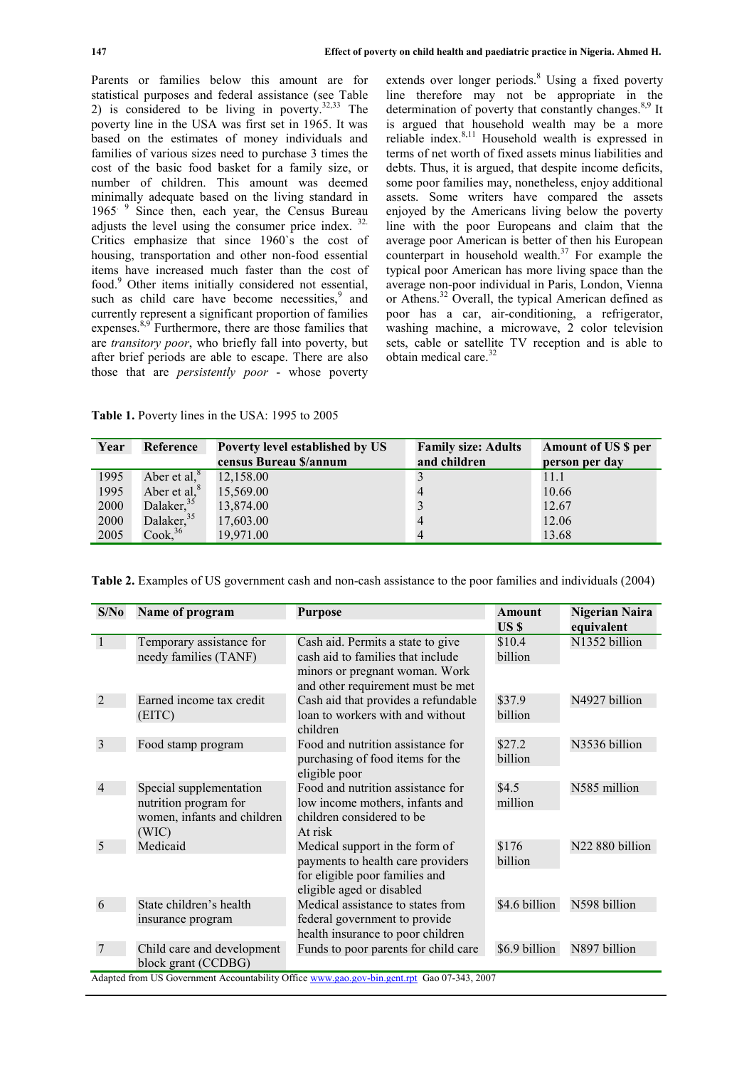Parents or families below this amount are for statistical purposes and federal assistance (see Table 2) is considered to be living in poverty.[32,33] The poverty line in the USA was first set in 1965. It was based on the estimates of money individuals and families of various sizes need to purchase 3 times the cost of the basic food basket for a family size, or number of children. This amount was deemed minimally adequate based on the living standard in 1965.[9] Since then, each year, the Census Bureau adjusts the level using the consumer price index.[32.] Critics emphasize that since 1960`s the cost of housing, transportation and other non-food essential items have increased much faster than the cost of food.[9] Other items initially considered not essential, such as child care have become necessities,[9] and currently represent a significant proportion of families expenses.[8,9] Furthermore, there are those families that are *transitory poor*, who briefly fall into poverty, but after brief periods are able to escape. There are also those that are *persistently poor* - whose poverty extends over longer periods.[8] Using a fixed poverty line therefore may not be appropriate in the determination of poverty that constantly changes.[8,9] It is argued that household wealth may be a more reliable index.[8,11] Household wealth is expressed in terms of net worth of fixed assets minus liabilities and debts. Thus, it is argued, that despite income deficits, some poor families may, nonetheless, enjoy additional assets. Some writers have compared the assets enjoyed by the Americans living below the poverty line with the poor Europeans and claim that the average poor American is better of then his European counterpart in household wealth.[37] For example the typical poor American has more living space than the average non-poor individual in Paris, London, Vienna or Athens.[32] Overall, the typical American defined as poor has a car, air-conditioning, a refrigerator, washing machine, a microwave, 2 color television sets, cable or satellite TV reception and is able to obtain medical care.[32]

**Table 1.** Poverty lines in the USA: 1995 to 2005

| Year | Reference | Poverty level established by US census Bureau $/annum | Family size: Adults and children | Amount of US $ per person per day |
|---|---|---|---|---|
| 1995 | Aber et al,[8] | 12,158.00 | 3 | 11.1 |
| 1995 | Aber et al,[8] | 15,569.00 | 4 | 10.66 |
| 2000 | Dalaker,[35] | 13,874.00 | 3 | 12.67 |
| 2000 | Dalaker,[35] | 17,603.00 | 4 | 12.06 |
| 2005 | Cook,[36] | 19,971.00 | 4 | 13.68 |

**Table 2.** Examples of US government cash and non-cash assistance to the poor families and individuals (2004)

| S/No | Name of program | Purpose | Amount US $ | Nigerian Naira equivalent |
|---|---|---|---|---|
| 1 | Temporary assistance for needy families (TANF) | Cash aid. Permits a state to give cash aid to families that include minors or pregnant woman. Work and other requirement must be met | $10.4 billion | N1352 billion |
| 2 | Earned income tax credit (EITC) | Cash aid that provides a refundable loan to workers with and without children | $37.9 billion | N4927 billion |
| 3 | Food stamp program | Food and nutrition assistance for purchasing of food items for the eligible poor | $27.2 billion | N3536 billion |
| 4 | Special supplementation nutrition program for women, infants and children (WIC) | Food and nutrition assistance for low income mothers, infants and children considered to be At risk | $4.5 million | N585 million |
| 5 | Medicaid | Medical support in the form of payments to health care providers for eligible poor families and eligible aged or disabled | $176 billion | N22 880 billion |
| 6 | State children's health insurance program | Medical assistance to states from federal government to provide health insurance to poor children | $4.6 billion | N598 billion |
| 7 | Child care and development block grant (CCDBG) | Funds to poor parents for child care | $6.9 billion | N897 billion |

Adapted from US Government Accountability Office www.gao.gov-bin.gent.rpt Gao 07-343, 2007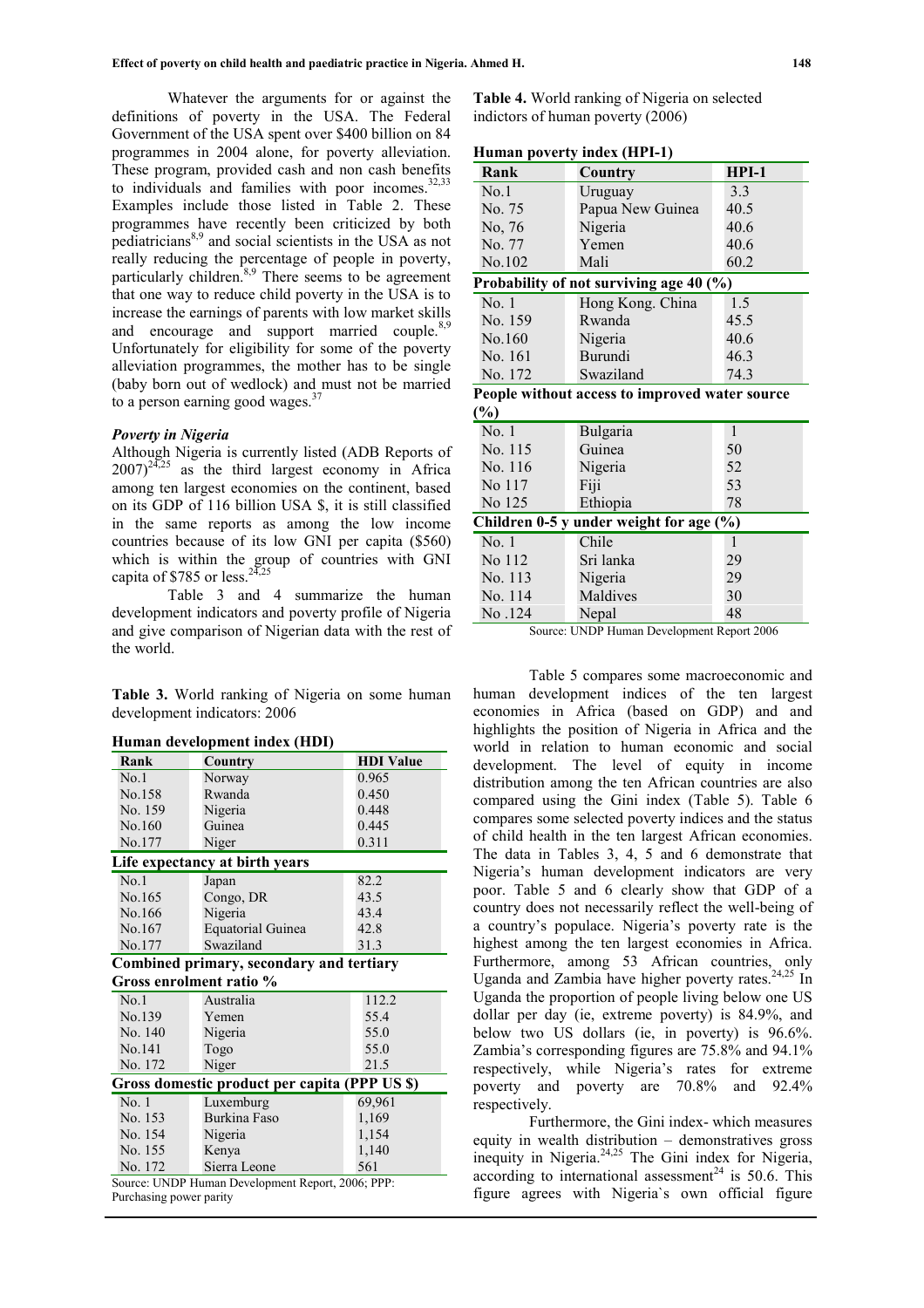Whatever the arguments for or against the definitions of poverty in the USA. The Federal Government of the USA spent over $400 billion on 84 programmes in 2004 alone, for poverty alleviation. These program, provided cash and non cash benefits to individuals and families with poor incomes.[32,33] Examples include those listed in Table 2. These programmes have recently been criticized by both pediatricians[8,9] and social scientists in the USA as not really reducing the percentage of people in poverty, particularly children.[8,9] There seems to be agreement that one way to reduce child poverty in the USA is to increase the earnings of parents with low market skills and encourage and support married couple.[8,9] Unfortunately for eligibility for some of the poverty alleviation programmes, the mother has to be single (baby born out of wedlock) and must not be married to a person earning good wages.[37]

### *Poverty in Nigeria*

Although Nigeria is currently listed (ADB Reports of 2007)[24,25] as the third largest economy in Africa among ten largest economies on the continent, based on its GDP of 116 billion USA $, it is still classified in the same reports as among the low income countries because of its low GNI per capita ($560) which is within the group of countries with GNI capita of $785 or less.[24,25]

Table 3 and 4 summarize the human development indicators and poverty profile of Nigeria and give comparison of Nigerian data with the rest of the world.

**Table 3.** World ranking of Nigeria on some human development indicators: 2006

| Rank | Country | HDI Value |
|---|---|---|
| **Human development index (HDI)** | | |
| No.1 | Norway | 0.965 |
| No.158 | Rwanda | 0.450 |
| No. 159 | Nigeria | 0.448 |
| No.160 | Guinea | 0.445 |
| No.177 | Niger | 0.311 |
| **Life expectancy at birth years** | | |
| No.1 | Japan | 82.2 |
| No.165 | Congo, DR | 43.5 |
| No.166 | Nigeria | 43.4 |
| No.167 | Equatorial Guinea | 42.8 |
| No.177 | Swaziland | 31.3 |
| **Combined primary, secondary and tertiary Gross enrolment ratio %** | | |
| No.1 | Australia | 112.2 |
| No.139 | Yemen | 55.4 |
| No. 140 | Nigeria | 55.0 |
| No.141 | Togo | 55.0 |
| No. 172 | Niger | 21.5 |
| **Gross domestic product per capita (PPP US $)** | | |
| No. 1 | Luxemburg | 69,961 |
| No. 153 | Burkina Faso | 1,169 |
| No. 154 | Nigeria | 1,154 |
| No. 155 | Kenya | 1,140 |
| No. 172 | Sierra Leone | 561 |

Source: UNDP Human Development Report, 2006; PPP: Purchasing power parity

**Table 4.** World ranking of Nigeria on selected indictors of human poverty (2006)

| Rank | Country | HPI-1 |
|---|---|---|
| **Human poverty index (HPI-1)** | | |
| No.1 | Uruguay | 3.3 |
| No. 75 | Papua New Guinea | 40.5 |
| No, 76 | Nigeria | 40.6 |
| No. 77 | Yemen | 40.6 |
| No.102 | Mali | 60.2 |
| **Probability of not surviving age 40 (%)** | | |
| No. 1 | Hong Kong. China | 1.5 |
| No. 159 | Rwanda | 45.5 |
| No.160 | Nigeria | 40.6 |
| No. 161 | Burundi | 46.3 |
| No. 172 | Swaziland | 74.3 |
| **People without access to improved water source (%)** | | |
| No. 1 | Bulgaria | 1 |
| No. 115 | Guinea | 50 |
| No. 116 | Nigeria | 52 |
| No 117 | Fiji | 53 |
| No 125 | Ethiopia | 78 |
| **Children 0-5 y under weight for age (%)** | | |
| No. 1 | Chile | 1 |
| No 112 | Sri lanka | 29 |
| No. 113 | Nigeria | 29 |
| No. 114 | Maldives | 30 |
| No .124 | Nepal | 48 |

Source: UNDP Human Development Report 2006

Table 5 compares some macroeconomic and human development indices of the ten largest economies in Africa (based on GDP) and and highlights the position of Nigeria in Africa and the world in relation to human economic and social development. The level of equity in income distribution among the ten African countries are also compared using the Gini index (Table 5). Table 6 compares some selected poverty indices and the status of child health in the ten largest African economies. The data in Tables 3, 4, 5 and 6 demonstrate that Nigeria's human development indicators are very poor. Table 5 and 6 clearly show that GDP of a country does not necessarily reflect the well-being of a country's populace. Nigeria's poverty rate is the highest among the ten largest economies in Africa. Furthermore, among 53 African countries, only Uganda and Zambia have higher poverty rates.[24,25] In Uganda the proportion of people living below one US dollar per day (ie, extreme poverty) is 84.9%, and below two US dollars (ie, in poverty) is 96.6%. Zambia's corresponding figures are 75.8% and 94.1% respectively, while Nigeria's rates for extreme poverty and poverty are 70.8% and 92.4% respectively.

Furthermore, the Gini index- which measures equity in wealth distribution – demonstratives gross inequity in Nigeria.[24,25] The Gini index for Nigeria, according to international assessment[24] is 50.6. This figure agrees with Nigeria`s own official figure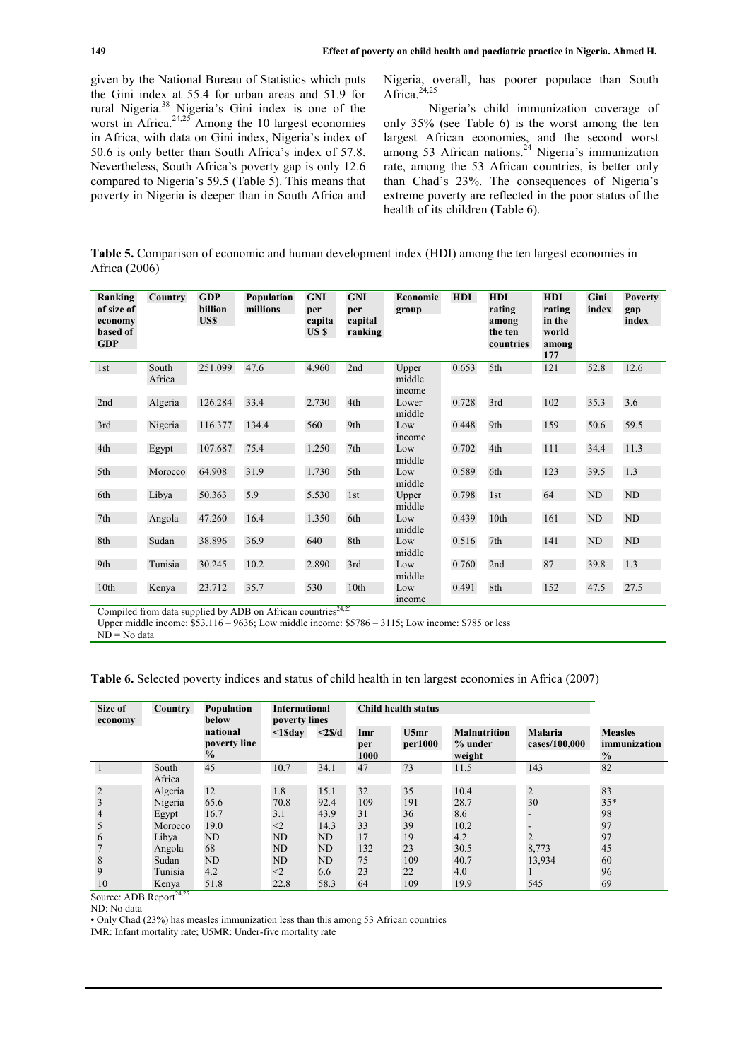given by the National Bureau of Statistics which puts the Gini index at 55.4 for urban areas and 51.9 for rural Nigeria.[38] Nigeria's Gini index is one of the worst in Africa.[24,25] Among the 10 largest economies in Africa, with data on Gini index, Nigeria's index of 50.6 is only better than South Africa's index of 57.8. Nevertheless, South Africa's poverty gap is only 12.6 compared to Nigeria's 59.5 (Table 5). This means that poverty in Nigeria is deeper than in South Africa and Nigeria, overall, has poorer populace than South Africa.[24,25]

Nigeria's child immunization coverage of only 35% (see Table 6) is the worst among the ten largest African economies, and the second worst among 53 African nations.[24] Nigeria's immunization rate, among the 53 African countries, is better only than Chad's 23%. The consequences of Nigeria's extreme poverty are reflected in the poor status of the health of its children (Table 6).

**Table 5.** Comparison of economic and human development index (HDI) among the ten largest economies in Africa (2006)

| Ranking of size of economy based of GDP | Country | GDP billion US$ | Population millions | GNI per capita US $ | GNI per capital ranking | Economic group | HDI | HDI rating among the ten countries | HDI rating in the world among 177 | Gini index | Poverty gap index |
|---|---|---|---|---|---|---|---|---|---|---|---|
| 1st | South Africa | 251.099 | 47.6 | 4.960 | 2nd | Upper middle income | 0.653 | 5th | 121 | 52.8 | 12.6 |
| 2nd | Algeria | 126.284 | 33.4 | 2.730 | 4th | Lower middle | 0.728 | 3rd | 102 | 35.3 | 3.6 |
| 3rd | Nigeria | 116.377 | 134.4 | 560 | 9th | Low income | 0.448 | 9th | 159 | 50.6 | 59.5 |
| 4th | Egypt | 107.687 | 75.4 | 1.250 | 7th | Low middle | 0.702 | 4th | 111 | 34.4 | 11.3 |
| 5th | Morocco | 64.908 | 31.9 | 1.730 | 5th | Low middle | 0.589 | 6th | 123 | 39.5 | 1.3 |
| 6th | Libya | 50.363 | 5.9 | 5.530 | 1st | Upper middle | 0.798 | 1st | 64 | ND | ND |
| 7th | Angola | 47.260 | 16.4 | 1.350 | 6th | Low middle | 0.439 | 10th | 161 | ND | ND |
| 8th | Sudan | 38.896 | 36.9 | 640 | 8th | Low middle | 0.516 | 7th | 141 | ND | ND |
| 9th | Tunisia | 30.245 | 10.2 | 2.890 | 3rd | Low middle | 0.760 | 2nd | 87 | 39.8 | 1.3 |
| 10th | Kenya | 23.712 | 35.7 | 530 | 10th | Low income | 0.491 | 8th | 152 | 47.5 | 27.5 |

Compiled from data supplied by ADB on African countries[24,25]
Upper middle income: $53.116 – 9636; Low middle income: $5786 – 3115; Low income: $785 or less
ND = No data

**Table 6.** Selected poverty indices and status of child health in ten largest economies in Africa (2007)

| Size of economy | Country | Population below national poverty line % | International poverty lines | | Child health status | | | | |
|---|---|---|---|---|---|---|---|---|---|
| | | | <1$day | <2$/d | Imr per 1000 | U5mr per1000 | Malnutrition % under weight | Malaria cases/100,000 | Measles immunization % |
| 1 | South Africa | 45 | 10.7 | 34.1 | 47 | 73 | 11.5 | 143 | 82 |
| 2 | Algeria | 12 | 1.8 | 15.1 | 32 | 35 | 10.4 | 2 | 83 |
| 3 | Nigeria | 65.6 | 70.8 | 92.4 | 109 | 191 | 28.7 | 30 | 35* |
| 4 | Egypt | 16.7 | 3.1 | 43.9 | 31 | 36 | 8.6 | - | 98 |
| 5 | Morocco | 19.0 | <2 | 14.3 | 33 | 39 | 10.2 | - | 97 |
| 6 | Libya | ND | ND | ND | 17 | 19 | 4.2 | 2 | 97 |
| 7 | Angola | 68 | ND | ND | 132 | 23 | 30.5 | 8,773 | 45 |
| 8 | Sudan | ND | ND | ND | 75 | 109 | 40.7 | 13,934 | 60 |
| 9 | Tunisia | 4.2 | <2 | 6.6 | 23 | 22 | 4.0 | 1 | 96 |
| 10 | Kenya | 51.8 | 22.8 | 58.3 | 64 | 109 | 19.9 | 545 | 69 |

Source: ADB Report[24,25]
ND: No data
• Only Chad (23%) has measles immunization less than this among 53 African countries
IMR: Infant mortality rate; U5MR: Under-five mortality rate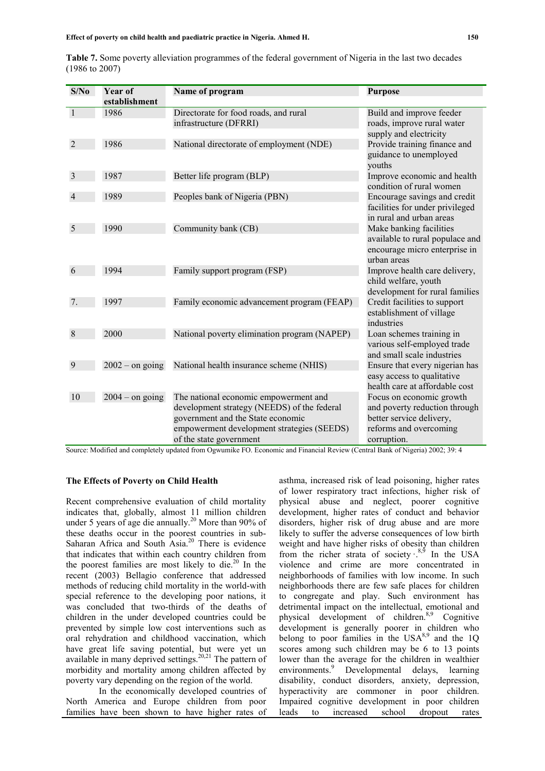**Table 7.** Some poverty alleviation programmes of the federal government of Nigeria in the last two decades (1986 to 2007)

| S/No | Year of establishment | Name of program | Purpose |
|---|---|---|---|
| 1 | 1986 | Directorate for food roads, and rural infrastructure (DFRRI) | Build and improve feeder roads, improve rural water supply and electricity |
| 2 | 1986 | National directorate of employment (NDE) | Provide training finance and guidance to unemployed youths |
| 3 | 1987 | Better life program (BLP) | Improve economic and health condition of rural women |
| 4 | 1989 | Peoples bank of Nigeria (PBN) | Encourage savings and credit facilities for under privileged in rural and urban areas |
| 5 | 1990 | Community bank (CB) | Make banking facilities available to rural populace and encourage micro enterprise in urban areas |
| 6 | 1994 | Family support program (FSP) | Improve health care delivery, child welfare, youth development for rural families |
| 7. | 1997 | Family economic advancement program (FEAP) | Credit facilities to support establishment of village industries |
| 8 | 2000 | National poverty elimination program (NAPEP) | Loan schemes training in various self-employed trade and small scale industries |
| 9 | 2002 – on going | National health insurance scheme (NHIS) | Ensure that every nigerian has easy access to qualitative health care at affordable cost |
| 10 | 2004 – on going | The national economic empowerment and development strategy (NEEDS) of the federal government and the State economic empowerment development strategies (SEEDS) of the state government | Focus on economic growth and poverty reduction through better service delivery, reforms and overcoming corruption. |

Source: Modified and completely updated from Ogwumike FO. Economic and Financial Review (Central Bank of Nigeria) 2002; 39: 4

### The Effects of Poverty on Child Health

Recent comprehensive evaluation of child mortality indicates that, globally, almost 11 million children under 5 years of age die annually.[20] More than 90% of these deaths occur in the poorest countries in sub-Saharan Africa and South Asia.[20] There is evidence that indicates that within each country children from the poorest families are most likely to die.[20] In the recent (2003) Bellagio conference that addressed methods of reducing child mortality in the world-with special reference to the developing poor nations, it was concluded that two-thirds of the deaths of children in the under developed countries could be prevented by simple low cost interventions such as oral rehydration and childhood vaccination, which have great life saving potential, but were yet un available in many deprived settings.[20,21] The pattern of morbidity and mortality among children affected by poverty vary depending on the region of the world.

In the economically developed countries of North America and Europe children from poor families have been shown to have higher rates of asthma, increased risk of lead poisoning, higher rates of lower respiratory tract infections, higher risk of physical abuse and neglect, poorer cognitive development, higher rates of conduct and behavior disorders, higher risk of drug abuse and are more likely to suffer the adverse consequences of low birth weight and have higher risks of obesity than children from the richer strata of society .[8,9] In the USA violence and crime are more concentrated in neighborhoods of families with low income. In such neighborhoods there are few safe places for children to congregate and play. Such environment has detrimental impact on the intellectual, emotional and physical development of children.[8,9] Cognitive development is generally poorer in children who belong to poor families in the USA[8,9] and the 1Q scores among such children may be 6 to 13 points lower than the average for the children in wealthier environments.[9] Developmental delays, learning disability, conduct disorders, anxiety, depression, hyperactivity are commoner in poor children. Impaired cognitive development in poor children leads to increased school dropout rates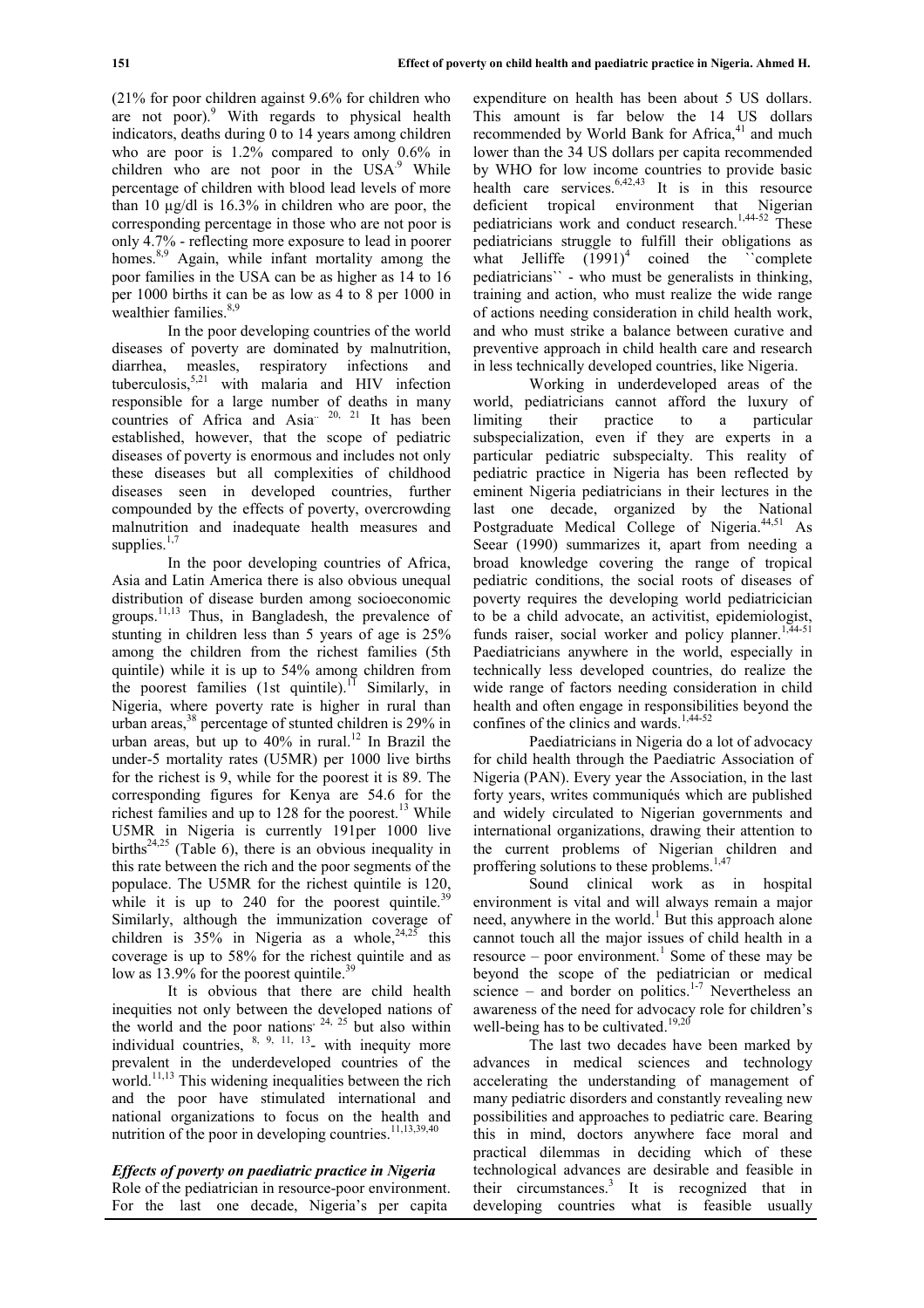(21% for poor children against 9.6% for children who are not poor).[9] With regards to physical health indicators, deaths during 0 to 14 years among children who are poor is 1.2% compared to only 0.6% in children who are not poor in the USA.[9] While percentage of children with blood lead levels of more than 10 µg/dl is 16.3% in children who are poor, the corresponding percentage in those who are not poor is only 4.7% - reflecting more exposure to lead in poorer homes.[8,9] Again, while infant mortality among the poor families in the USA can be as higher as 14 to 16 per 1000 births it can be as low as 4 to 8 per 1000 in wealthier families.[8,9]

In the poor developing countries of the world diseases of poverty are dominated by malnutrition, diarrhea, measles, respiratory infections and tuberculosis,[5,21] with malaria and HIV infection responsible for a large number of deaths in many countries of Africa and Asia.[20, 21] It has been established, however, that the scope of pediatric diseases of poverty is enormous and includes not only these diseases but all complexities of childhood diseases seen in developed countries, further compounded by the effects of poverty, overcrowding malnutrition and inadequate health measures and supplies.[1,7]

In the poor developing countries of Africa, Asia and Latin America there is also obvious unequal distribution of disease burden among socioeconomic groups.[11,13] Thus, in Bangladesh, the prevalence of stunting in children less than 5 years of age is 25% among the children from the richest families (5th quintile) while it is up to 54% among children from the poorest families (1st quintile).[11] Similarly, in Nigeria, where poverty rate is higher in rural than urban areas,[38] percentage of stunted children is 29% in urban areas, but up to 40% in rural.[12] In Brazil the under-5 mortality rates (U5MR) per 1000 live births for the richest is 9, while for the poorest it is 89. The corresponding figures for Kenya are 54.6 for the richest families and up to 128 for the poorest.[13] While U5MR in Nigeria is currently 191per 1000 live births[24,25] (Table 6), there is an obvious inequality in this rate between the rich and the poor segments of the populace. The U5MR for the richest quintile is 120, while it is up to 240 for the poorest quintile.[39] Similarly, although the immunization coverage of children is 35% in Nigeria as a whole,[24,25] this coverage is up to 58% for the richest quintile and as low as 13.9% for the poorest quintile.[39]

It is obvious that there are child health inequities not only between the developed nations of the world and the poor nations[24, 25] but also within individual countries,[8, 9, 11, 13]- with inequity more prevalent in the underdeveloped countries of the world.[11,13] This widening inequalities between the rich and the poor have stimulated international and national organizations to focus on the health and nutrition of the poor in developing countries.[11,13,39,40]

### *Effects of poverty on paediatric practice in Nigeria*

Role of the pediatrician in resource-poor environment. For the last one decade, Nigeria's per capita expenditure on health has been about 5 US dollars. This amount is far below the 14 US dollars recommended by World Bank for Africa,[41] and much lower than the 34 US dollars per capita recommended by WHO for low income countries to provide basic health care services.[6,42,43] It is in this resource deficient tropical environment that Nigerian pediatricians work and conduct research.[1,44-52] These pediatricians struggle to fulfill their obligations as what Jelliffe (1991)[4] coined the ``complete pediatricians`` - who must be generalists in thinking, training and action, who must realize the wide range of actions needing consideration in child health work, and who must strike a balance between curative and preventive approach in child health care and research in less technically developed countries, like Nigeria.

Working in underdeveloped areas of the world, pediatricians cannot afford the luxury of limiting their practice to a particular subspecialization, even if they are experts in a particular pediatric subspecialty. This reality of pediatric practice in Nigeria has been reflected by eminent Nigeria pediatricians in their lectures in the last one decade, organized by the National Postgraduate Medical College of Nigeria.[44,51] As Seear (1990) summarizes it, apart from needing a broad knowledge covering the range of tropical pediatric conditions, the social roots of diseases of poverty requires the developing world pediatrician to be a child advocate, an activitist, epidemiologist, funds raiser, social worker and policy planner.[1,44-51] Paediatricians anywhere in the world, especially in technically less developed countries, do realize the wide range of factors needing consideration in child health and often engage in responsibilities beyond the confines of the clinics and wards.[1,44-52]

Paediatricians in Nigeria do a lot of advocacy for child health through the Paediatric Association of Nigeria (PAN). Every year the Association, in the last forty years, writes communiqués which are published and widely circulated to Nigerian governments and international organizations, drawing their attention to the current problems of Nigerian children and proffering solutions to these problems.[1,47]

Sound clinical work as in hospital environment is vital and will always remain a major need, anywhere in the world.[1] But this approach alone cannot touch all the major issues of child health in a resource – poor environment.[1] Some of these may be beyond the scope of the pediatrician or medical science – and border on politics.[1-7] Nevertheless an awareness of the need for advocacy role for children's well-being has to be cultivated.[19,20]

The last two decades have been marked by advances in medical sciences and technology accelerating the understanding of management of many pediatric disorders and constantly revealing new possibilities and approaches to pediatric care. Bearing this in mind, doctors anywhere face moral and practical dilemmas in deciding which of these technological advances are desirable and feasible in their circumstances.[3] It is recognized that in developing countries what is feasible usually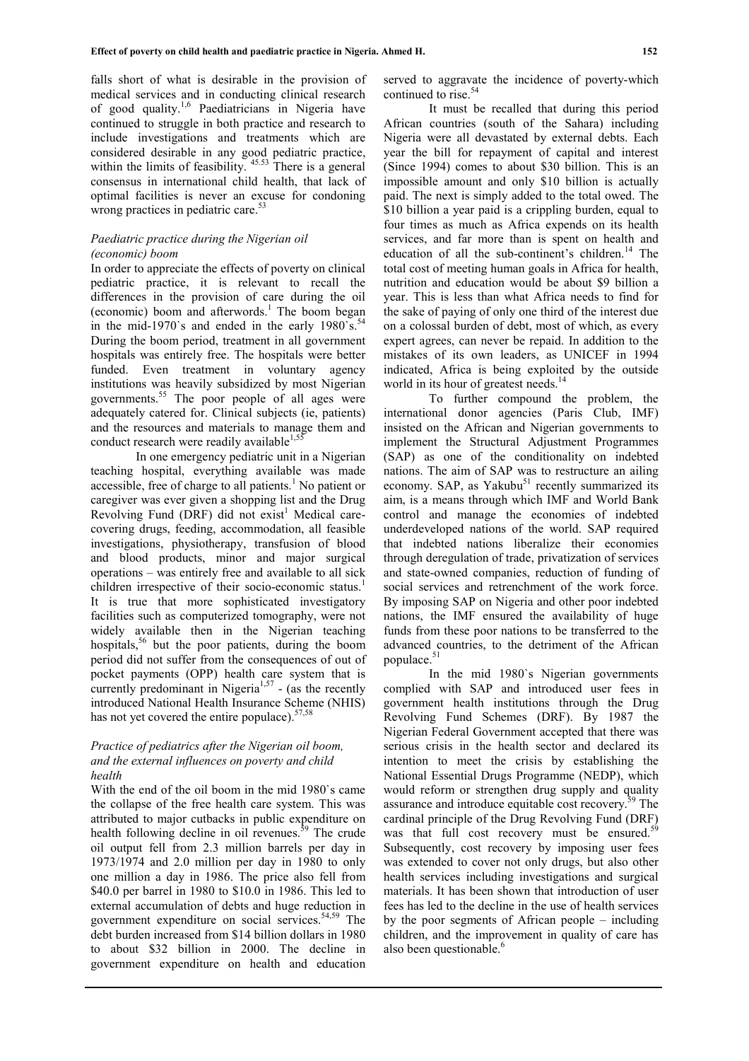falls short of what is desirable in the provision of medical services and in conducting clinical research of good quality.[1,6] Paediatricians in Nigeria have continued to struggle in both practice and research to include investigations and treatments which are considered desirable in any good pediatric practice, within the limits of feasibility. [45,53] There is a general consensus in international child health, that lack of optimal facilities is never an excuse for condoning wrong practices in pediatric care.[53]

### *Paediatric practice during the Nigerian oil (economic) boom*

In order to appreciate the effects of poverty on clinical pediatric practice, it is relevant to recall the differences in the provision of care during the oil (economic) boom and afterwords.[1] The boom began in the mid-1970`s and ended in the early 1980`s.[54] During the boom period, treatment in all government hospitals was entirely free. The hospitals were better funded. Even treatment in voluntary agency institutions was heavily subsidized by most Nigerian governments.[55] The poor people of all ages were adequately catered for. Clinical subjects (ie, patients) and the resources and materials to manage them and conduct research were readily available[1,55]

In one emergency pediatric unit in a Nigerian teaching hospital, everything available was made accessible, free of charge to all patients.[1] No patient or caregiver was ever given a shopping list and the Drug Revolving Fund (DRF) did not exist[1] Medical care-covering drugs, feeding, accommodation, all feasible investigations, physiotherapy, transfusion of blood and blood products, minor and major surgical operations – was entirely free and available to all sick children irrespective of their socio-economic status.[1] It is true that more sophisticated investigatory facilities such as computerized tomography, were not widely available then in the Nigerian teaching hospitals,[56] but the poor patients, during the boom period did not suffer from the consequences of out of pocket payments (OPP) health care system that is currently predominant in Nigeria[1,57] - (as the recently introduced National Health Insurance Scheme (NHIS) has not yet covered the entire populace).[57,58]

### *Practice of pediatrics after the Nigerian oil boom, and the external influences on poverty and child health*

With the end of the oil boom in the mid 1980`s came the collapse of the free health care system. This was attributed to major cutbacks in public expenditure on health following decline in oil revenues.[59] The crude oil output fell from 2.3 million barrels per day in 1973/1974 and 2.0 million per day in 1980 to only one million a day in 1986. The price also fell from $40.0 per barrel in 1980 to $10.0 in 1986. This led to external accumulation of debts and huge reduction in government expenditure on social services.[54,59] The debt burden increased from $14 billion dollars in 1980 to about $32 billion in 2000. The decline in government expenditure on health and education served to aggravate the incidence of poverty-which continued to rise.[54]

It must be recalled that during this period African countries (south of the Sahara) including Nigeria were all devastated by external debts. Each year the bill for repayment of capital and interest (Since 1994) comes to about $30 billion. This is an impossible amount and only $10 billion is actually paid. The next is simply added to the total owed. The $10 billion a year paid is a crippling burden, equal to four times as much as Africa expends on its health services, and far more than is spent on health and education of all the sub-continent's children.[14] The total cost of meeting human goals in Africa for health, nutrition and education would be about $9 billion a year. This is less than what Africa needs to find for the sake of paying of only one third of the interest due on a colossal burden of debt, most of which, as every expert agrees, can never be repaid. In addition to the mistakes of its own leaders, as UNICEF in 1994 indicated, Africa is being exploited by the outside world in its hour of greatest needs.[14]

To further compound the problem, the international donor agencies (Paris Club, IMF) insisted on the African and Nigerian governments to implement the Structural Adjustment Programmes (SAP) as one of the conditionality on indebted nations. The aim of SAP was to restructure an ailing economy. SAP, as Yakubu[51] recently summarized its aim, is a means through which IMF and World Bank control and manage the economies of indebted underdeveloped nations of the world. SAP required that indebted nations liberalize their economies through deregulation of trade, privatization of services and state-owned companies, reduction of funding of social services and retrenchment of the work force. By imposing SAP on Nigeria and other poor indebted nations, the IMF ensured the availability of huge funds from these poor nations to be transferred to the advanced countries, to the detriment of the African populace.[51]

In the mid 1980`s Nigerian governments complied with SAP and introduced user fees in government health institutions through the Drug Revolving Fund Schemes (DRF). By 1987 the Nigerian Federal Government accepted that there was serious crisis in the health sector and declared its intention to meet the crisis by establishing the National Essential Drugs Programme (NEDP), which would reform or strengthen drug supply and quality assurance and introduce equitable cost recovery.[59] The cardinal principle of the Drug Revolving Fund (DRF) was that full cost recovery must be ensured.[59] Subsequently, cost recovery by imposing user fees was extended to cover not only drugs, but also other health services including investigations and surgical materials. It has been shown that introduction of user fees has led to the decline in the use of health services by the poor segments of African people – including children, and the improvement in quality of care has also been questionable.[6]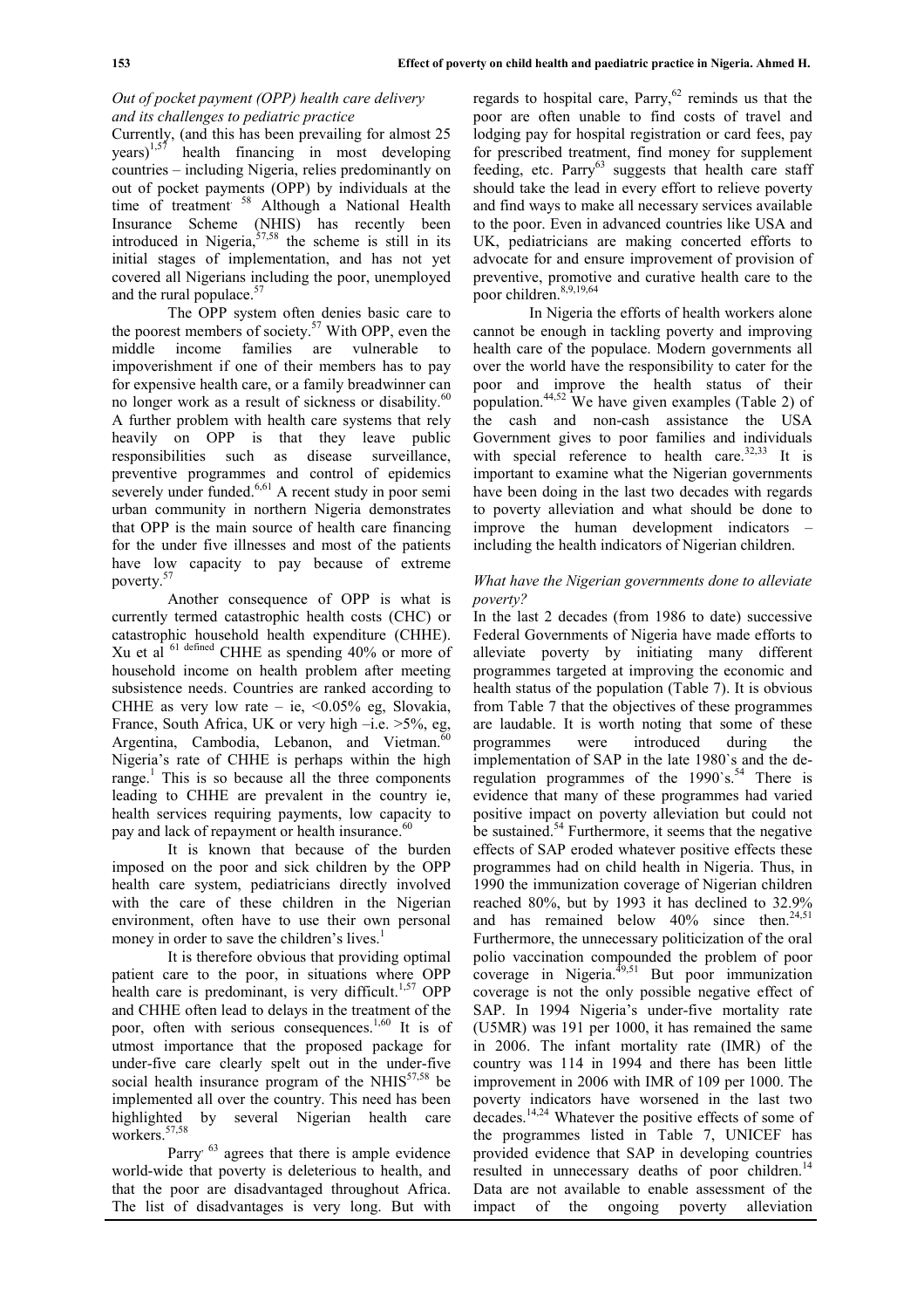### *Out of pocket payment (OPP) health care delivery and its challenges to pediatric practice*

Currently, (and this has been prevailing for almost 25 years)[1,57] health financing in most developing countries – including Nigeria, relies predominantly on out of pocket payments (OPP) by individuals at the time of treatment[58] Although a National Health Insurance Scheme (NHIS) has recently been introduced in Nigeria,[57,58] the scheme is still in its initial stages of implementation, and has not yet covered all Nigerians including the poor, unemployed and the rural populace.[57]

The OPP system often denies basic care to the poorest members of society.[57] With OPP, even the middle income families are vulnerable to impoverishment if one of their members has to pay for expensive health care, or a family breadwinner can no longer work as a result of sickness or disability.[60] A further problem with health care systems that rely heavily on OPP is that they leave public responsibilities such as disease surveillance, preventive programmes and control of epidemics severely under funded.[6,61] A recent study in poor semi urban community in northern Nigeria demonstrates that OPP is the main source of health care financing for the under five illnesses and most of the patients have low capacity to pay because of extreme poverty.[57]

Another consequence of OPP is what is currently termed catastrophic health costs (CHC) or catastrophic household health expenditure (CHHE). Xu et al [61 defined] CHHE as spending 40% or more of household income on health problem after meeting subsistence needs. Countries are ranked according to CHHE as very low rate – ie, <0.05% eg, Slovakia, France, South Africa, UK or very high –i.e. >5%, eg, Argentina, Cambodia, Lebanon, and Vietman.[60] Nigeria's rate of CHHE is perhaps within the high range.[1] This is so because all the three components leading to CHHE are prevalent in the country ie, health services requiring payments, low capacity to pay and lack of repayment or health insurance.[60]

It is known that because of the burden imposed on the poor and sick children by the OPP health care system, pediatricians directly involved with the care of these children in the Nigerian environment, often have to use their own personal money in order to save the children's lives.[1]

It is therefore obvious that providing optimal patient care to the poor, in situations where OPP health care is predominant, is very difficult.[1,57] OPP and CHHE often lead to delays in the treatment of the poor, often with serious consequences.[1,60] It is of utmost importance that the proposed package for under-five care clearly spelt out in the under-five social health insurance program of the NHIS[57,58] be implemented all over the country. This need has been highlighted by several Nigerian health care workers.[57,58]

Parry[63] agrees that there is ample evidence world-wide that poverty is deleterious to health, and that the poor are disadvantaged throughout Africa. The list of disadvantages is very long. But with regards to hospital care, Parry,[62] reminds us that the poor are often unable to find costs of travel and lodging pay for hospital registration or card fees, pay for prescribed treatment, find money for supplement feeding, etc. Parry[63] suggests that health care staff should take the lead in every effort to relieve poverty and find ways to make all necessary services available to the poor. Even in advanced countries like USA and UK, pediatricians are making concerted efforts to advocate for and ensure improvement of provision of preventive, promotive and curative health care to the poor children.[8,9,19,64]

In Nigeria the efforts of health workers alone cannot be enough in tackling poverty and improving health care of the populace. Modern governments all over the world have the responsibility to cater for the poor and improve the health status of their population.[44,52] We have given examples (Table 2) of the cash and non-cash assistance the USA Government gives to poor families and individuals with special reference to health care.[32,33] It is important to examine what the Nigerian governments have been doing in the last two decades with regards to poverty alleviation and what should be done to improve the human development indicators – including the health indicators of Nigerian children.

### *What have the Nigerian governments done to alleviate poverty?*

In the last 2 decades (from 1986 to date) successive Federal Governments of Nigeria have made efforts to alleviate poverty by initiating many different programmes targeted at improving the economic and health status of the population (Table 7). It is obvious from Table 7 that the objectives of these programmes are laudable. It is worth noting that some of these programmes were introduced during the implementation of SAP in the late 1980`s and the de-regulation programmes of the 1990`s.[54] There is evidence that many of these programmes had varied positive impact on poverty alleviation but could not be sustained.[54] Furthermore, it seems that the negative effects of SAP eroded whatever positive effects these programmes had on child health in Nigeria. Thus, in 1990 the immunization coverage of Nigerian children reached 80%, but by 1993 it has declined to 32.9% and has remained below 40% since then.[24,51] Furthermore, the unnecessary politicization of the oral polio vaccination compounded the problem of poor coverage in Nigeria.[49,51] But poor immunization coverage is not the only possible negative effect of SAP. In 1994 Nigeria's under-five mortality rate (U5MR) was 191 per 1000, it has remained the same in 2006. The infant mortality rate (IMR) of the country was 114 in 1994 and there has been little improvement in 2006 with IMR of 109 per 1000. The poverty indicators have worsened in the last two decades.[14,24] Whatever the positive effects of some of the programmes listed in Table 7, UNICEF has provided evidence that SAP in developing countries resulted in unnecessary deaths of poor children.[14] Data are not available to enable assessment of the impact of the ongoing poverty alleviation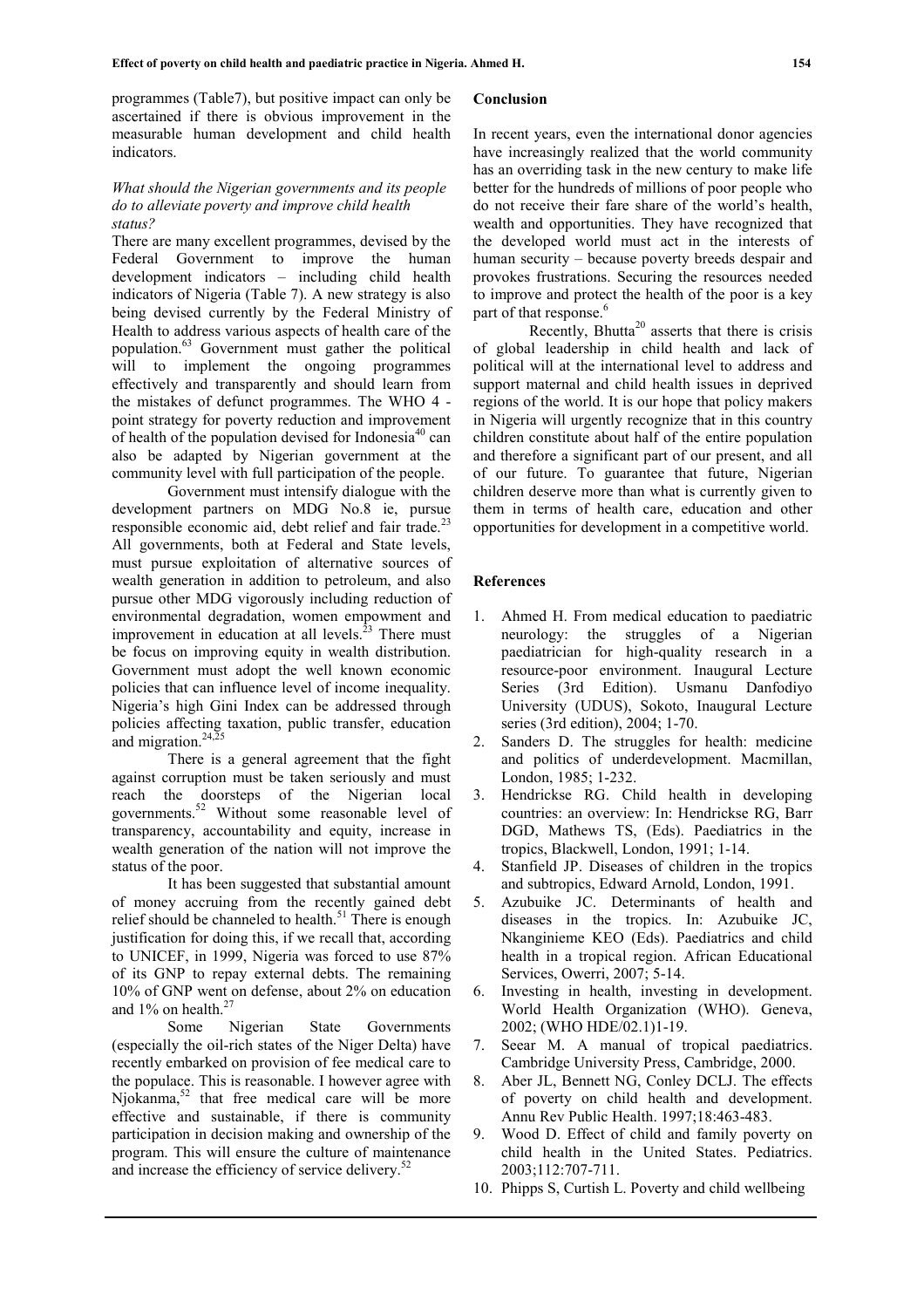programmes (Table7), but positive impact can only be ascertained if there is obvious improvement in the measurable human development and child health indicators.

*What should the Nigerian governments and its people do to alleviate poverty and improve child health status?*

There are many excellent programmes, devised by the Federal Government to improve the human development indicators – including child health indicators of Nigeria (Table 7). A new strategy is also being devised currently by the Federal Ministry of Health to address various aspects of health care of the population.[63] Government must gather the political will to implement the ongoing programmes effectively and transparently and should learn from the mistakes of defunct programmes. The WHO 4 - point strategy for poverty reduction and improvement of health of the population devised for Indonesia[40] can also be adapted by Nigerian government at the community level with full participation of the people.

Government must intensify dialogue with the development partners on MDG No.8 ie, pursue responsible economic aid, debt relief and fair trade.[23] All governments, both at Federal and State levels, must pursue exploitation of alternative sources of wealth generation in addition to petroleum, and also pursue other MDG vigorously including reduction of environmental degradation, women empowment and improvement in education at all levels.[23] There must be focus on improving equity in wealth distribution. Government must adopt the well known economic policies that can influence level of income inequality. Nigeria's high Gini Index can be addressed through policies affecting taxation, public transfer, education and migration.[24,25]

There is a general agreement that the fight against corruption must be taken seriously and must reach the doorsteps of the Nigerian local governments.[52] Without some reasonable level of transparency, accountability and equity, increase in wealth generation of the nation will not improve the status of the poor.

It has been suggested that substantial amount of money accruing from the recently gained debt relief should be channeled to health.[51] There is enough justification for doing this, if we recall that, according to UNICEF, in 1999, Nigeria was forced to use 87% of its GNP to repay external debts. The remaining 10% of GNP went on defense, about 2% on education and 1% on health.[27]

Some Nigerian State Governments (especially the oil-rich states of the Niger Delta) have recently embarked on provision of fee medical care to the populace. This is reasonable. I however agree with Njokanma,[52] that free medical care will be more effective and sustainable, if there is community participation in decision making and ownership of the program. This will ensure the culture of maintenance and increase the efficiency of service delivery.[52]

## Conclusion

In recent years, even the international donor agencies have increasingly realized that the world community has an overriding task in the new century to make life better for the hundreds of millions of poor people who do not receive their fare share of the world's health, wealth and opportunities. They have recognized that the developed world must act in the interests of human security – because poverty breeds despair and provokes frustrations. Securing the resources needed to improve and protect the health of the poor is a key part of that response.[6]

Recently, Bhutta[20] asserts that there is crisis of global leadership in child health and lack of political will at the international level to address and support maternal and child health issues in deprived regions of the world. It is our hope that policy makers in Nigeria will urgently recognize that in this country children constitute about half of the entire population and therefore a significant part of our present, and all of our future. To guarantee that future, Nigerian children deserve more than what is currently given to them in terms of health care, education and other opportunities for development in a competitive world.

## References

1. Ahmed H. From medical education to paediatric neurology: the struggles of a Nigerian paediatrician for high-quality research in a resource-poor environment. Inaugural Lecture Series (3rd Edition). Usmanu Danfodiyo University (UDUS), Sokoto, Inaugural Lecture series (3rd edition), 2004; 1-70.
2. Sanders D. The struggles for health: medicine and politics of underdevelopment. Macmillan, London, 1985; 1-232.
3. Hendrickse RG. Child health in developing countries: an overview: In: Hendrickse RG, Barr DGD, Mathews TS, (Eds). Paediatrics in the tropics, Blackwell, London, 1991; 1-14.
4. Stanfield JP. Diseases of children in the tropics and subtropics, Edward Arnold, London, 1991.
5. Azubuike JC. Determinants of health and diseases in the tropics. In: Azubuike JC, Nkanginieme KEO (Eds). Paediatrics and child health in a tropical region. African Educational Services, Owerri, 2007; 5-14.
6. Investing in health, investing in development. World Health Organization (WHO). Geneva, 2002; (WHO HDE/02.1)1-19.
7. Seear M. A manual of tropical paediatrics. Cambridge University Press, Cambridge, 2000.
8. Aber JL, Bennett NG, Conley DCLJ. The effects of poverty on child health and development. Annu Rev Public Health. 1997;18:463-483.
9. Wood D. Effect of child and family poverty on child health in the United States. Pediatrics. 2003;112:707-711.
10. Phipps S, Curtish L. Poverty and child wellbeing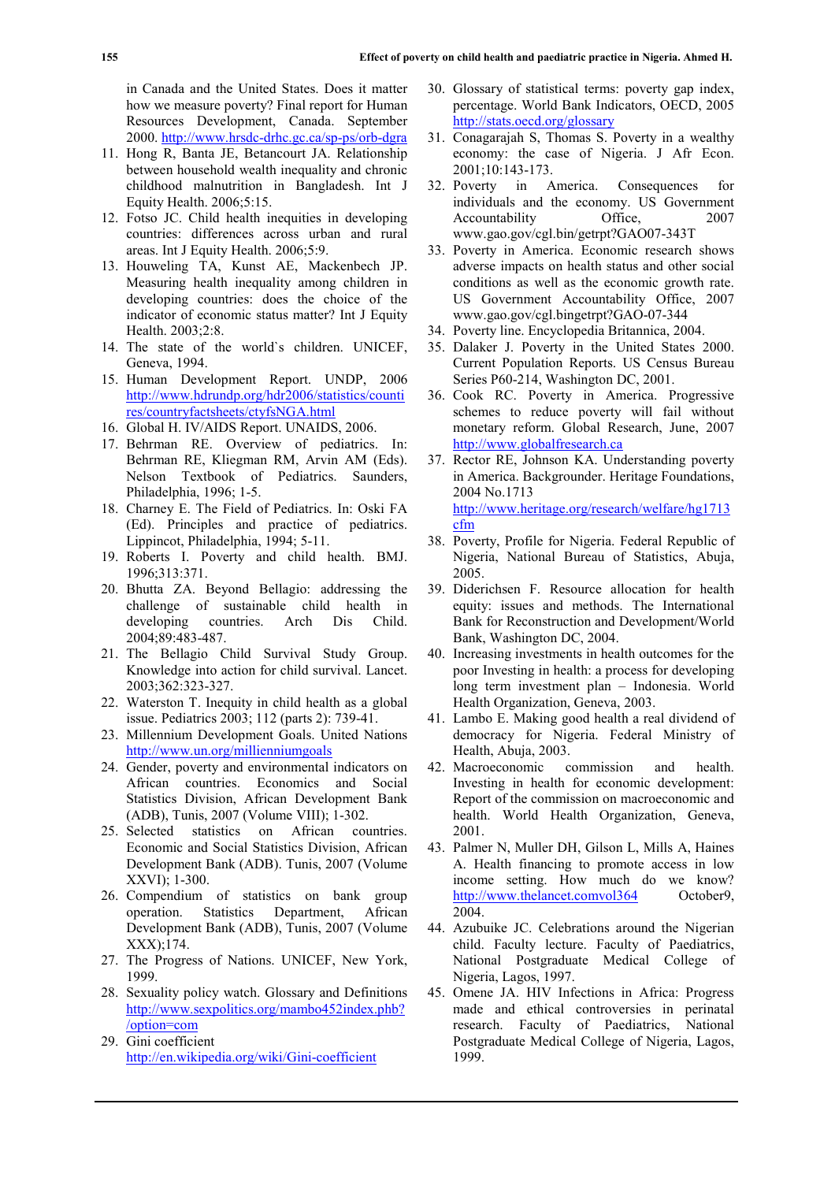in Canada and the United States. Does it matter how we measure poverty? Final report for Human Resources Development, Canada. September 2000. http://www.hrsdc-drhc.gc.ca/sp-ps/orb-dgra

11. Hong R, Banta JE, Betancourt JA. Relationship between household wealth inequality and chronic childhood malnutrition in Bangladesh. Int J Equity Health. 2006;5:15.
12. Fotso JC. Child health inequities in developing countries: differences across urban and rural areas. Int J Equity Health. 2006;5:9.
13. Houweling TA, Kunst AE, Mackenbech JP. Measuring health inequality among children in developing countries: does the choice of the indicator of economic status matter? Int J Equity Health. 2003;2:8.
14. The state of the world`s children. UNICEF, Geneva, 1994.
15. Human Development Report. UNDP, 2006 http://www.hdrundp.org/hdr2006/statistics/countires/countryfactsheets/ctyfsNGA.html
16. Global H. IV/AIDS Report. UNAIDS, 2006.
17. Behrman RE. Overview of pediatrics. In: Behrman RE, Kliegman RM, Arvin AM (Eds). Nelson Textbook of Pediatrics. Saunders, Philadelphia, 1996; 1-5.
18. Charney E. The Field of Pediatrics. In: Oski FA (Ed). Principles and practice of pediatrics. Lippincot, Philadelphia, 1994; 5-11.
19. Roberts I. Poverty and child health. BMJ. 1996;313:371.
20. Bhutta ZA. Beyond Bellagio: addressing the challenge of sustainable child health in developing countries. Arch Dis Child. 2004;89:483-487.
21. The Bellagio Child Survival Study Group. Knowledge into action for child survival. Lancet. 2003;362:323-327.
22. Waterston T. Inequity in child health as a global issue. Pediatrics 2003; 112 (parts 2): 739-41.
23. Millennium Development Goals. United Nations http://www.un.org/millienniumgoals
24. Gender, poverty and environmental indicators on African countries. Economics and Social Statistics Division, African Development Bank (ADB), Tunis, 2007 (Volume VIII); 1-302.
25. Selected statistics on African countries. Economic and Social Statistics Division, African Development Bank (ADB). Tunis, 2007 (Volume XXVI); 1-300.
26. Compendium of statistics on bank group operation. Statistics Department, African Development Bank (ADB), Tunis, 2007 (Volume XXX);174.
27. The Progress of Nations. UNICEF, New York, 1999.
28. Sexuality policy watch. Glossary and Definitions http://www.sexpolitics.org/mambo452index.phb?/option=com
29. Gini coefficient http://en.wikipedia.org/wiki/Gini-coefficient
30. Glossary of statistical terms: poverty gap index, percentage. World Bank Indicators, OECD, 2005 http://stats.oecd.org/glossary
31. Conagarajah S, Thomas S. Poverty in a wealthy economy: the case of Nigeria. J Afr Econ. 2001;10:143-173.
32. Poverty in America. Consequences for individuals and the economy. US Government Accountability Office, 2007 www.gao.gov/cgl.bin/getrpt?GAO07-343T
33. Poverty in America. Economic research shows adverse impacts on health status and other social conditions as well as the economic growth rate. US Government Accountability Office, 2007 www.gao.gov/cgl.bingetrpt?GAO-07-344
34. Poverty line. Encyclopedia Britannica, 2004.
35. Dalaker J. Poverty in the United States 2000. Current Population Reports. US Census Bureau Series P60-214, Washington DC, 2001.
36. Cook RC. Poverty in America. Progressive schemes to reduce poverty will fail without monetary reform. Global Research, June, 2007 http://www.globalfresearch.ca
37. Rector RE, Johnson KA. Understanding poverty in America. Backgrounder. Heritage Foundations, 2004 No.1713 http://www.heritage.org/research/welfare/hg1713cfm
38. Poverty, Profile for Nigeria. Federal Republic of Nigeria, National Bureau of Statistics, Abuja, 2005.
39. Diderichsen F. Resource allocation for health equity: issues and methods. The International Bank for Reconstruction and Development/World Bank, Washington DC, 2004.
40. Increasing investments in health outcomes for the poor Investing in health: a process for developing long term investment plan – Indonesia. World Health Organization, Geneva, 2003.
41. Lambo E. Making good health a real dividend of democracy for Nigeria. Federal Ministry of Health, Abuja, 2003.
42. Macroeconomic commission and health. Investing in health for economic development: Report of the commission on macroeconomic and health. World Health Organization, Geneva, 2001.
43. Palmer N, Muller DH, Gilson L, Mills A, Haines A. Health financing to promote access in low income setting. How much do we know? http://www.thelancet.comvol364 October9, 2004.
44. Azubuike JC. Celebrations around the Nigerian child. Faculty lecture. Faculty of Paediatrics, National Postgraduate Medical College of Nigeria, Lagos, 1997.
45. Omene JA. HIV Infections in Africa: Progress made and ethical controversies in perinatal research. Faculty of Paediatrics, National Postgraduate Medical College of Nigeria, Lagos, 1999.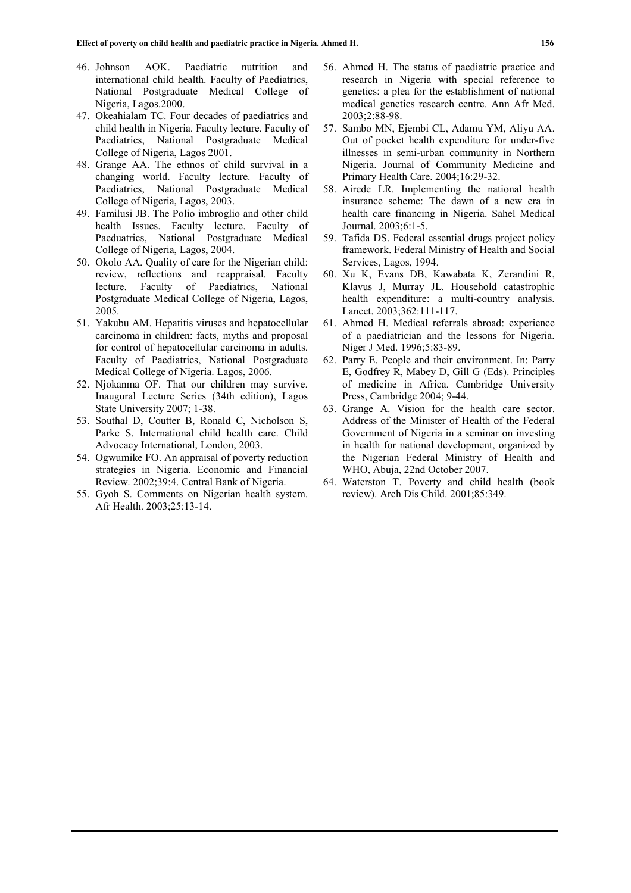46. Johnson AOK. Paediatric nutrition and international child health. Faculty of Paediatrics, National Postgraduate Medical College of Nigeria, Lagos.2000.
47. Okeahialam TC. Four decades of paediatrics and child health in Nigeria. Faculty lecture. Faculty of Paediatrics, National Postgraduate Medical College of Nigeria, Lagos 2001.
48. Grange AA. The ethnos of child survival in a changing world. Faculty lecture. Faculty of Paediatrics, National Postgraduate Medical College of Nigeria, Lagos, 2003.
49. Familusi JB. The Polio imbroglio and other child health Issues. Faculty lecture. Faculty of Paeduatrics, National Postgraduate Medical College of Nigeria, Lagos, 2004.
50. Okolo AA. Quality of care for the Nigerian child: review, reflections and reappraisal. Faculty lecture. Faculty of Paediatrics, National Postgraduate Medical College of Nigeria, Lagos, 2005.
51. Yakubu AM. Hepatitis viruses and hepatocellular carcinoma in children: facts, myths and proposal for control of hepatocellular carcinoma in adults. Faculty of Paediatrics, National Postgraduate Medical College of Nigeria. Lagos, 2006.
52. Njokanma OF. That our children may survive. Inaugural Lecture Series (34th edition), Lagos State University 2007; 1-38.
53. Southal D, Coutter B, Ronald C, Nicholson S, Parke S. International child health care. Child Advocacy International, London, 2003.
54. Ogwumike FO. An appraisal of poverty reduction strategies in Nigeria. Economic and Financial Review. 2002;39:4. Central Bank of Nigeria.
55. Gyoh S. Comments on Nigerian health system. Afr Health. 2003;25:13-14.
56. Ahmed H. The status of paediatric practice and research in Nigeria with special reference to genetics: a plea for the establishment of national medical genetics research centre. Ann Afr Med. 2003;2:88-98.
57. Sambo MN, Ejembi CL, Adamu YM, Aliyu AA. Out of pocket health expenditure for under-five illnesses in semi-urban community in Northern Nigeria. Journal of Community Medicine and Primary Health Care. 2004;16:29-32.
58. Airede LR. Implementing the national health insurance scheme: The dawn of a new era in health care financing in Nigeria. Sahel Medical Journal. 2003;6:1-5.
59. Tafida DS. Federal essential drugs project policy framework. Federal Ministry of Health and Social Services, Lagos, 1994.
60. Xu K, Evans DB, Kawabata K, Zerandini R, Klavus J, Murray JL. Household catastrophic health expenditure: a multi-country analysis. Lancet. 2003;362:111-117.
61. Ahmed H. Medical referrals abroad: experience of a paediatrician and the lessons for Nigeria. Niger J Med. 1996;5:83-89.
62. Parry E. People and their environment. In: Parry E, Godfrey R, Mabey D, Gill G (Eds). Principles of medicine in Africa. Cambridge University Press, Cambridge 2004; 9-44.
63. Grange A. Vision for the health care sector. Address of the Minister of Health of the Federal Government of Nigeria in a seminar on investing in health for national development, organized by the Nigerian Federal Ministry of Health and WHO, Abuja, 22nd October 2007.
64. Waterston T. Poverty and child health (book review). Arch Dis Child. 2001;85:349.